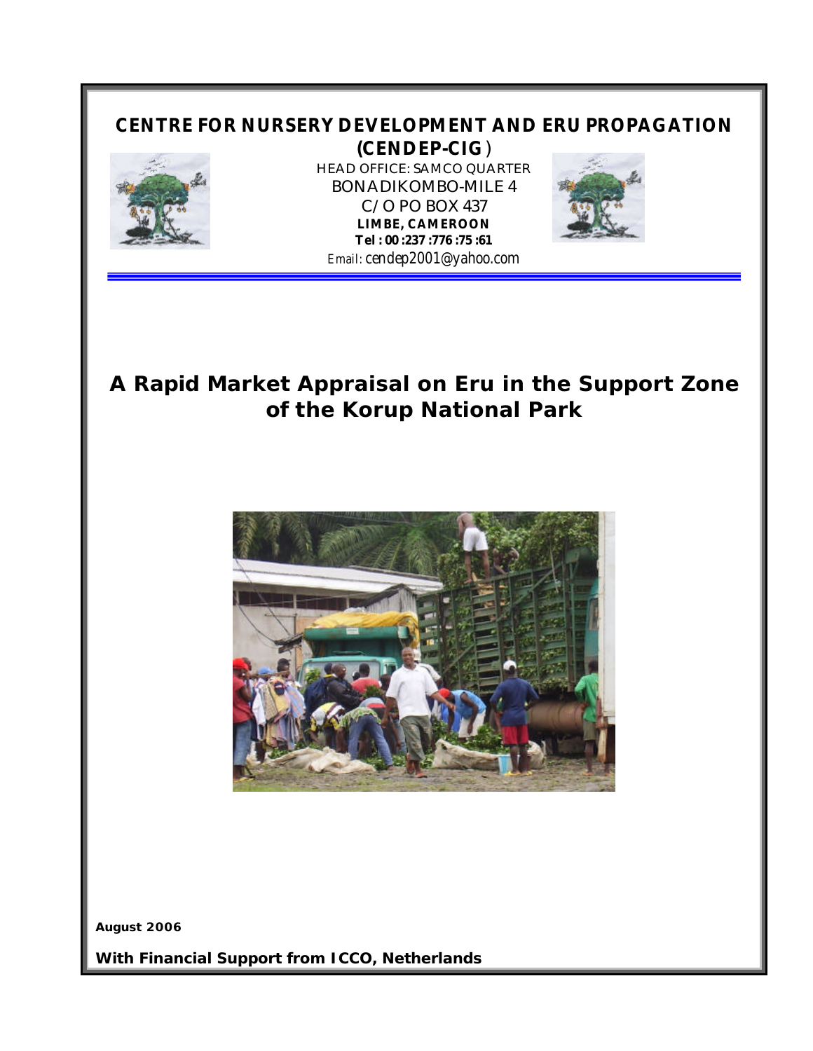**CENTRE FOR NURSERY DEVELOPMENT AND ERU PROPAGATION (CENDEP-CIG)**

HEAD OFFICE: SAMCO QUARTER
BONADIKOMBO-MILE 4
C/O PO BOX 437
**LIMBE, CAMEROON**
**Tel : 00 :237 :776 :75 :61**
Email: cendep2001@yahoo.com

# A Rapid Market Appraisal on Eru in the Support Zone of the Korup National Park

**August 2006**

**With Financial Support from ICCO, Netherlands**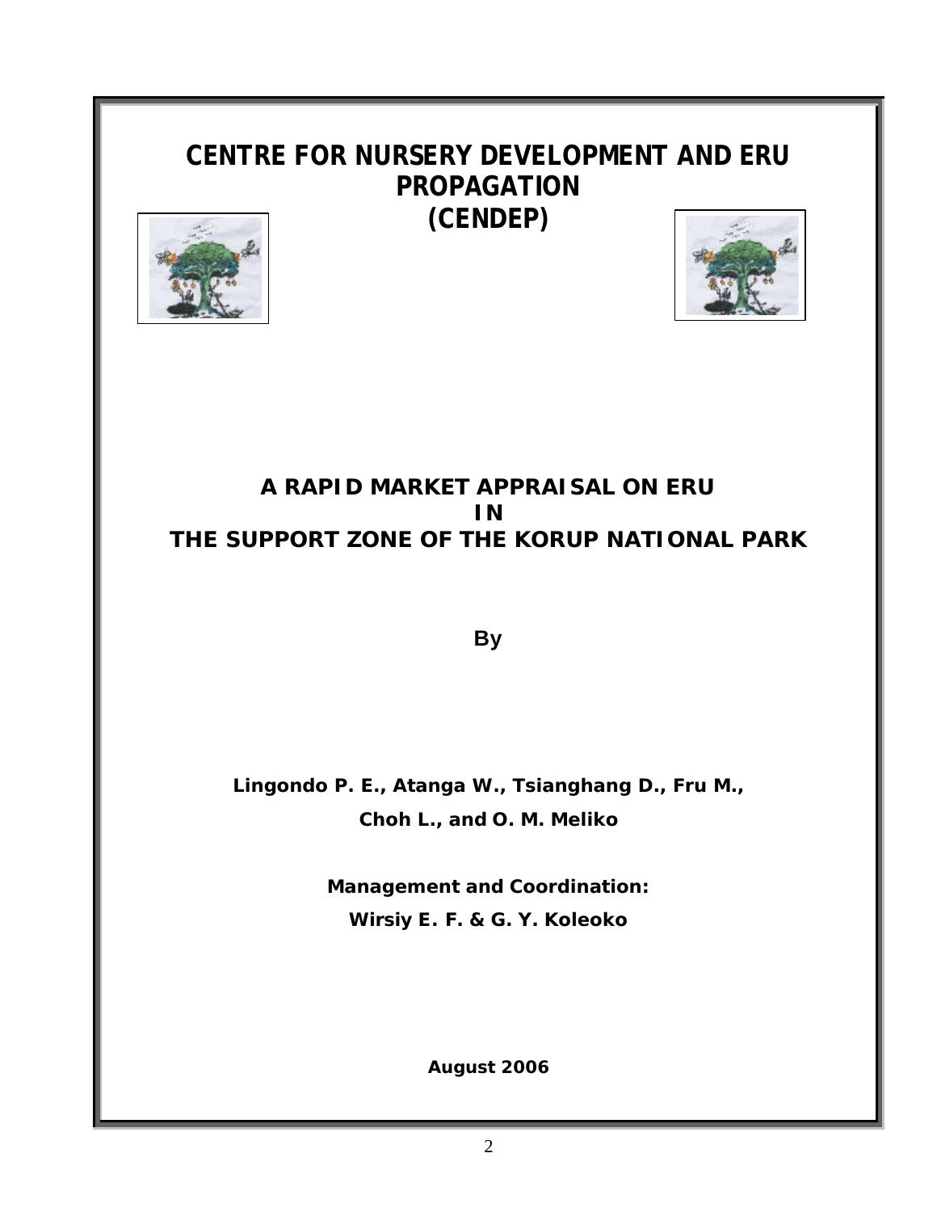# CENTRE FOR NURSERY DEVELOPMENT AND ERU PROPAGATION (CENDEP)

## A RAPID MARKET APPRAISAL ON ERU IN THE SUPPORT ZONE OF THE KORUP NATIONAL PARK

**By**

**Lingondo P. E., Atanga W., Tsianghang D., Fru M., Choh L., and O. M. Meliko**

**Management and Coordination:**

**Wirsiy E. F. & G. Y. Koleoko**

**August 2006**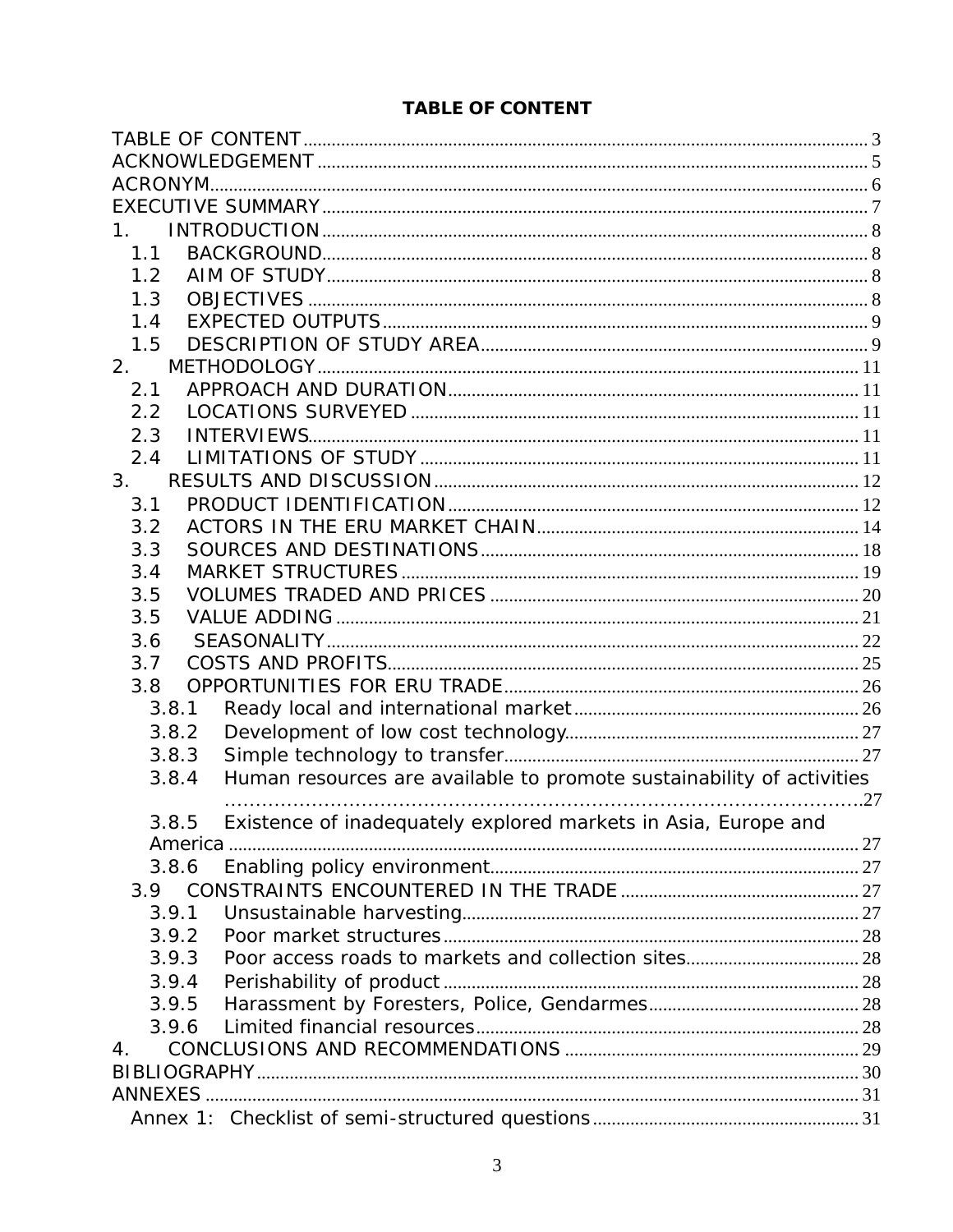# TABLE OF CONTENT

TABLE OF CONTENT ........ 3
ACKNOWLEDGEMENT ........ 5
ACRONYM ........ 6
EXECUTIVE SUMMARY ........ 7
1. INTRODUCTION ........ 8
  1.1 BACKGROUND ........ 8
  1.2 AIM OF STUDY ........ 8
  1.3 OBJECTIVES ........ 8
  1.4 EXPECTED OUTPUTS ........ 9
  1.5 DESCRIPTION OF STUDY AREA ........ 9
2. METHODOLOGY ........ 11
  2.1 APPROACH AND DURATION ........ 11
  2.2 LOCATIONS SURVEYED ........ 11
  2.3 INTERVIEWS ........ 11
  2.4 LIMITATIONS OF STUDY ........ 11
3. RESULTS AND DISCUSSION ........ 12
  3.1 PRODUCT IDENTIFICATION ........ 12
  3.2 ACTORS IN THE ERU MARKET CHAIN ........ 14
  3.3 SOURCES AND DESTINATIONS ........ 18
  3.4 MARKET STRUCTURES ........ 19
  3.5 VOLUMES TRADED AND PRICES ........ 20
  3.5 VALUE ADDING ........ 21
  3.6 SEASONALITY ........ 22
  3.7 COSTS AND PROFITS ........ 25
  3.8 OPPORTUNITIES FOR ERU TRADE ........ 26
    3.8.1 Ready local and international market ........ 26
    3.8.2 Development of low cost technology ........ 27
    3.8.3 Simple technology to transfer ........ 27
    3.8.4 Human resources are available to promote sustainability of activities ........ 27
    3.8.5 Existence of inadequately explored markets in Asia, Europe and America ........ 27
    3.8.6 Enabling policy environment ........ 27
  3.9 CONSTRAINTS ENCOUNTERED IN THE TRADE ........ 27
    3.9.1 Unsustainable harvesting ........ 27
    3.9.2 Poor market structures ........ 28
    3.9.3 Poor access roads to markets and collection sites ........ 28
    3.9.4 Perishability of product ........ 28
    3.9.5 Harassment by Foresters, Police, Gendarmes ........ 28
    3.9.6 Limited financial resources ........ 28
4. CONCLUSIONS AND RECOMMENDATIONS ........ 29
BIBLIOGRAPHY ........ 30
ANNEXES ........ 31
  Annex 1: Checklist of semi-structured questions ........ 31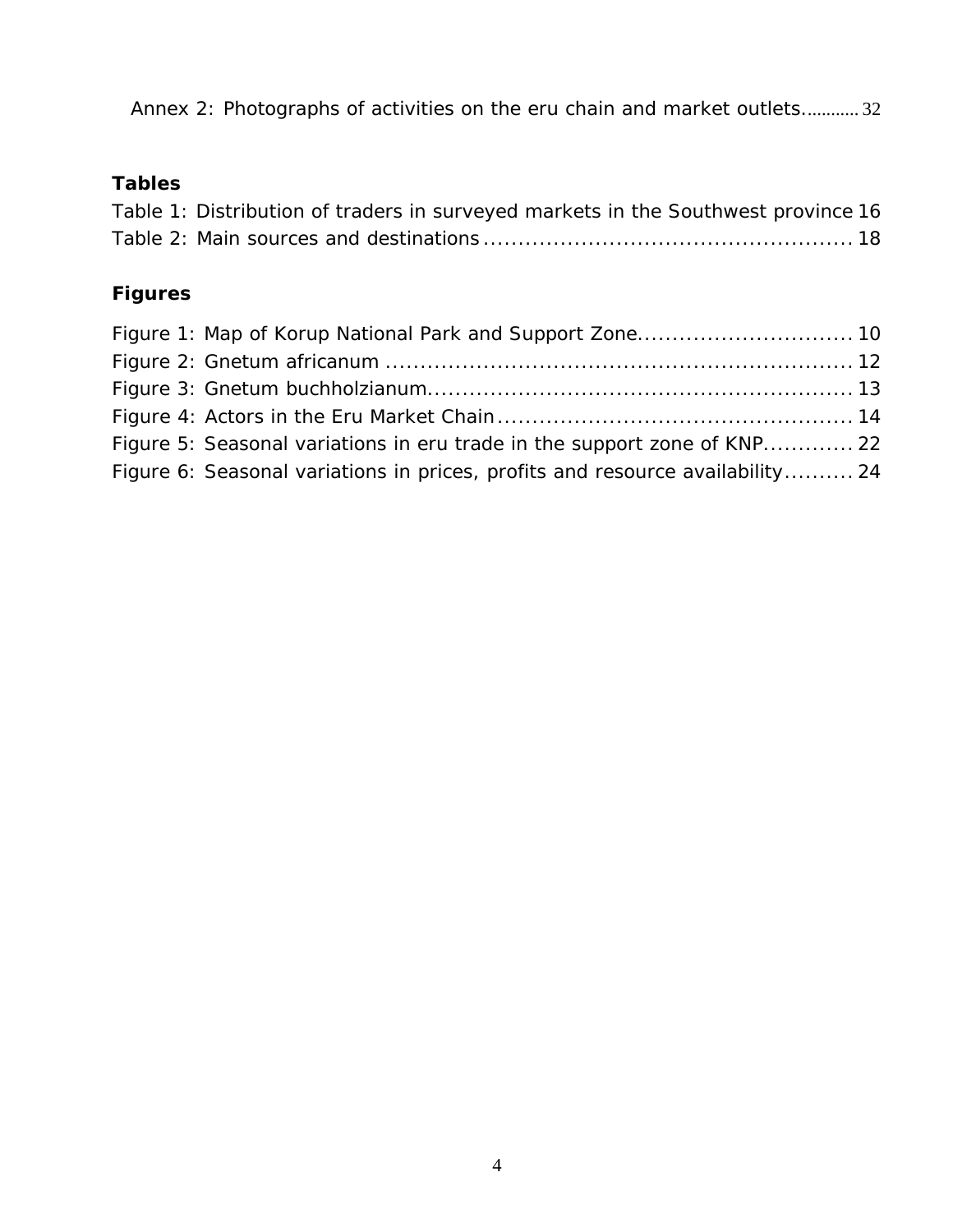Annex 2: Photographs of activities on the eru chain and market outlets........... 32

### Tables

Table 1: Distribution of traders in surveyed markets in the Southwest province 16
Table 2: Main sources and destinations ..................................................... 18

### Figures

Figure 1: Map of Korup National Park and Support Zone............................... 10
Figure 2: Gnetum africanum ................................................................... 12
Figure 3: Gnetum buchholzianum............................................................. 13
Figure 4: Actors in the Eru Market Chain .................................................. 14
Figure 5: Seasonal variations in eru trade in the support zone of KNP............. 22
Figure 6: Seasonal variations in prices, profits and resource availability.......... 24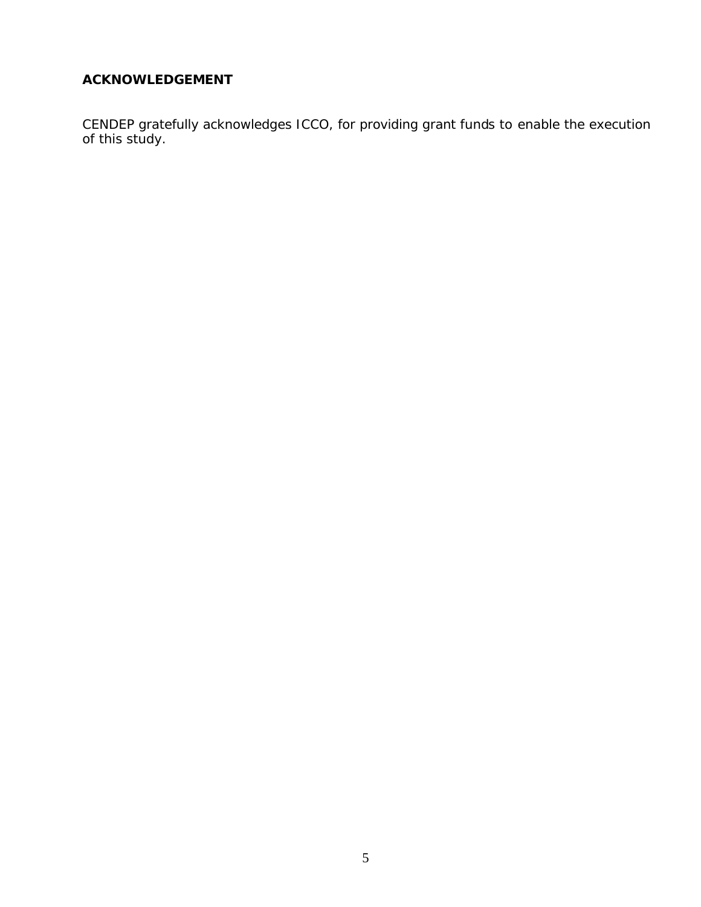## ACKNOWLEDGEMENT

CENDEP gratefully acknowledges ICCO, for providing grant funds to enable the execution of this study.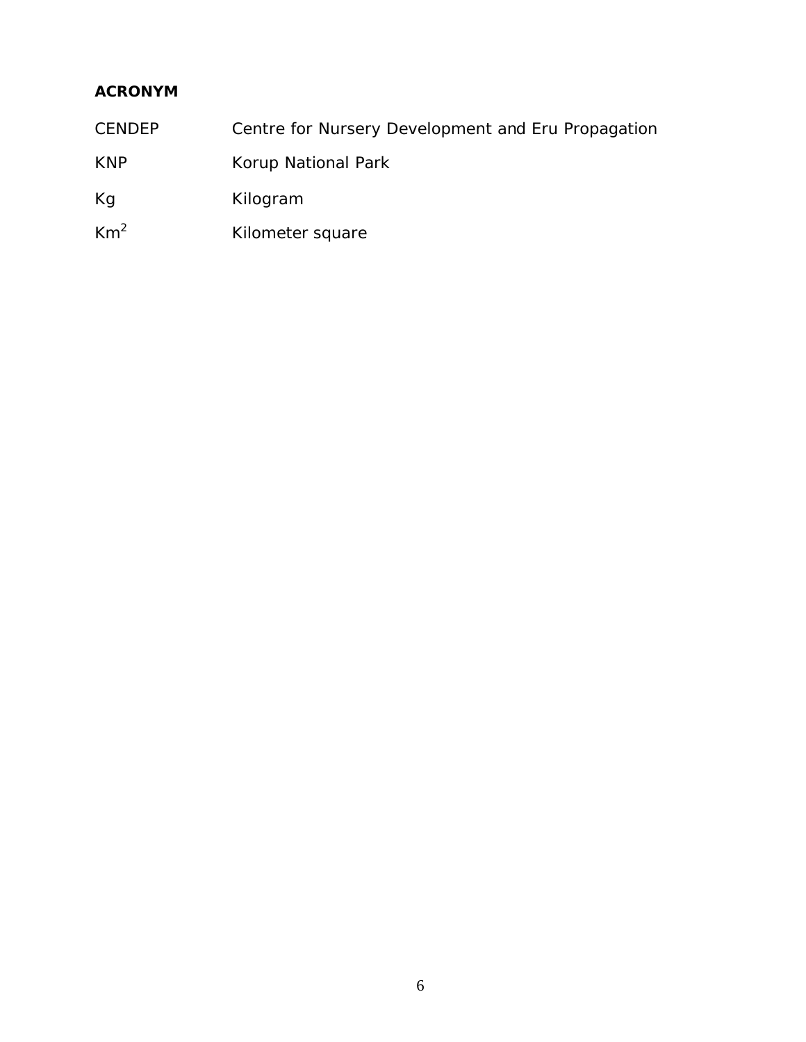**ACRONYM**

| | |
|---|---|
| CENDEP | Centre for Nursery Development and Eru Propagation |
| KNP | Korup National Park |
| Kg | Kilogram |
| $Km^2$ | Kilometer square |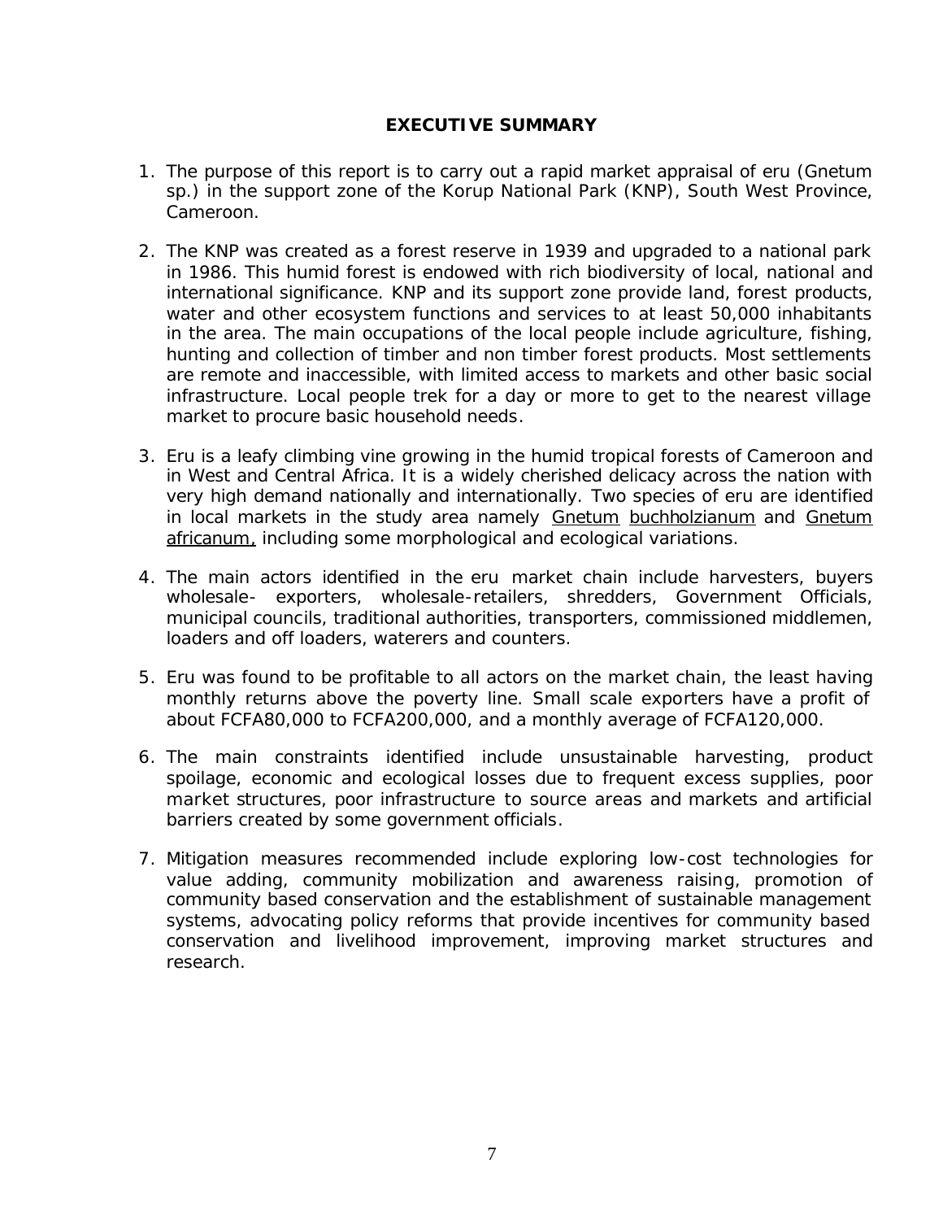## EXECUTIVE SUMMARY

1. The purpose of this report is to carry out a rapid market appraisal of eru (Gnetum sp.) in the support zone of the Korup National Park (KNP), South West Province, Cameroon.

2. The KNP was created as a forest reserve in 1939 and upgraded to a national park in 1986. This humid forest is endowed with rich biodiversity of local, national and international significance. KNP and its support zone provide land, forest products, water and other ecosystem functions and services to at least 50,000 inhabitants in the area. The main occupations of the local people include agriculture, fishing, hunting and collection of timber and non timber forest products. Most settlements are remote and inaccessible, with limited access to markets and other basic social infrastructure. Local people trek for a day or more to get to the nearest village market to procure basic household needs.

3. Eru is a leafy climbing vine growing in the humid tropical forests of Cameroon and in West and Central Africa. It is a widely cherished delicacy across the nation with very high demand nationally and internationally. Two species of eru are identified in local markets in the study area namely Gnetum buchholzianum and Gnetum africanum, including some morphological and ecological variations.

4. The main actors identified in the eru market chain include harvesters, buyers wholesale- exporters, wholesale-retailers, shredders, Government Officials, municipal councils, traditional authorities, transporters, commissioned middlemen, loaders and off loaders, waterers and counters.

5. Eru was found to be profitable to all actors on the market chain, the least having monthly returns above the poverty line. Small scale exporters have a profit of about FCFA80,000 to FCFA200,000, and a monthly average of FCFA120,000.

6. The main constraints identified include unsustainable harvesting, product spoilage, economic and ecological losses due to frequent excess supplies, poor market structures, poor infrastructure to source areas and markets and artificial barriers created by some government officials.

7. Mitigation measures recommended include exploring low-cost technologies for value adding, community mobilization and awareness raising, promotion of community based conservation and the establishment of sustainable management systems, advocating policy reforms that provide incentives for community based conservation and livelihood improvement, improving market structures and research.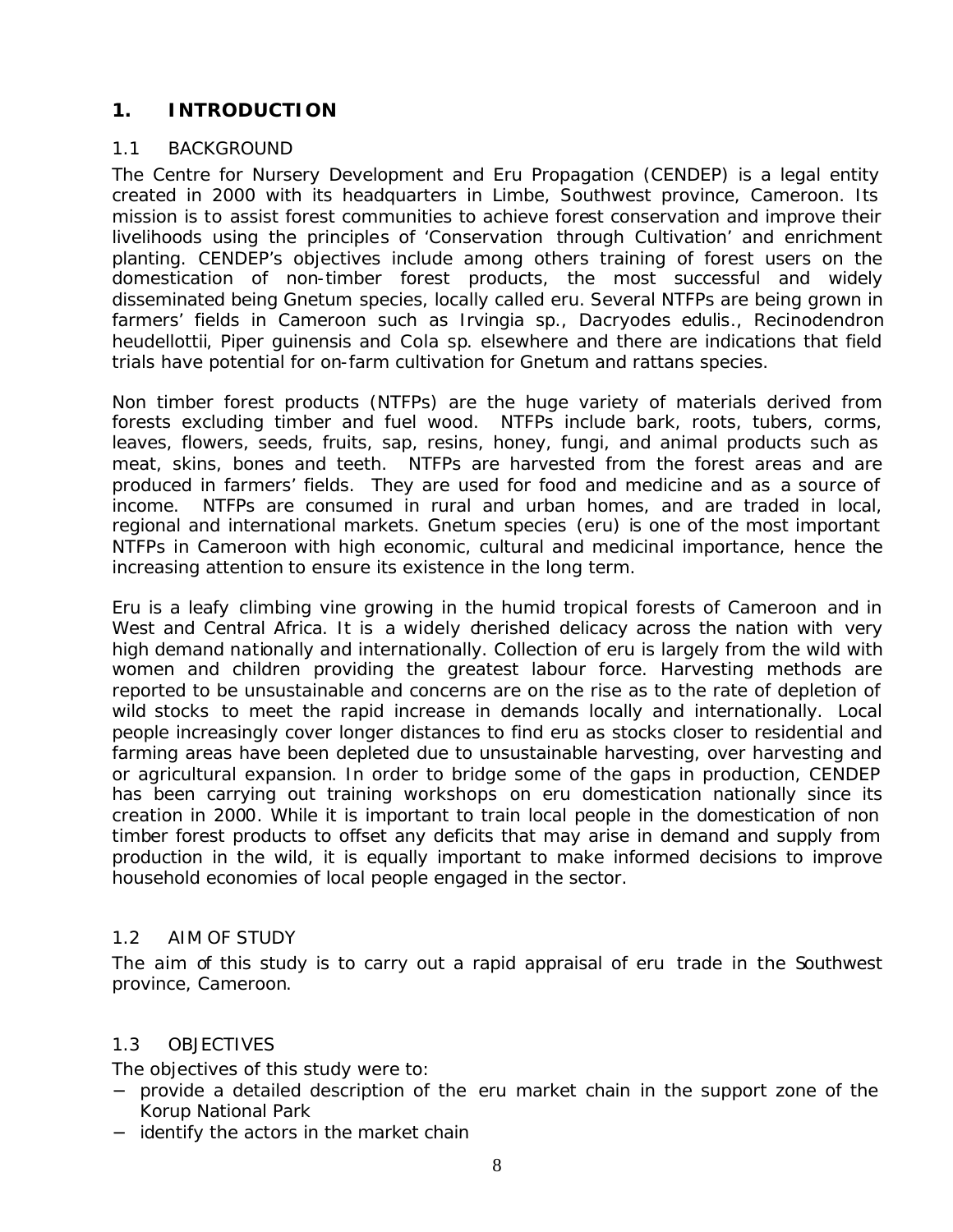# 1. INTRODUCTION

## 1.1 BACKGROUND

The Centre for Nursery Development and Eru Propagation (CENDEP) is a legal entity created in 2000 with its headquarters in Limbe, Southwest province, Cameroon. Its mission is to assist forest communities to achieve forest conservation and improve their livelihoods using the principles of 'Conservation through Cultivation' and enrichment planting. CENDEP's objectives include among others training of forest users on the domestication of non-timber forest products, the most successful and widely disseminated being Gnetum species, locally called eru. Several NTFPs are being grown in farmers' fields in Cameroon such as Irvingia sp., Dacryodes edulis., Recinodendron heudellottii, Piper guinensis and Cola sp. elsewhere and there are indications that field trials have potential for on-farm cultivation for Gnetum and rattans species.

Non timber forest products (NTFPs) are the huge variety of materials derived from forests excluding timber and fuel wood. NTFPs include bark, roots, tubers, corms, leaves, flowers, seeds, fruits, sap, resins, honey, fungi, and animal products such as meat, skins, bones and teeth. NTFPs are harvested from the forest areas and are produced in farmers' fields. They are used for food and medicine and as a source of income. NTFPs are consumed in rural and urban homes, and are traded in local, regional and international markets. Gnetum species (eru) is one of the most important NTFPs in Cameroon with high economic, cultural and medicinal importance, hence the increasing attention to ensure its existence in the long term.

Eru is a leafy climbing vine growing in the humid tropical forests of Cameroon and in West and Central Africa. It is a widely cherished delicacy across the nation with very high demand nationally and internationally. Collection of eru is largely from the wild with women and children providing the greatest labour force. Harvesting methods are reported to be unsustainable and concerns are on the rise as to the rate of depletion of wild stocks to meet the rapid increase in demands locally and internationally. Local people increasingly cover longer distances to find eru as stocks closer to residential and farming areas have been depleted due to unsustainable harvesting, over harvesting and or agricultural expansion. In order to bridge some of the gaps in production, CENDEP has been carrying out training workshops on eru domestication nationally since its creation in 2000. While it is important to train local people in the domestication of non timber forest products to offset any deficits that may arise in demand and supply from production in the wild, it is equally important to make informed decisions to improve household economies of local people engaged in the sector.

## 1.2 AIM OF STUDY

The aim of this study is to carry out a rapid appraisal of eru trade in the Southwest province, Cameroon.

## 1.3 OBJECTIVES

The objectives of this study were to:

- provide a detailed description of the eru market chain in the support zone of the Korup National Park
- identify the actors in the market chain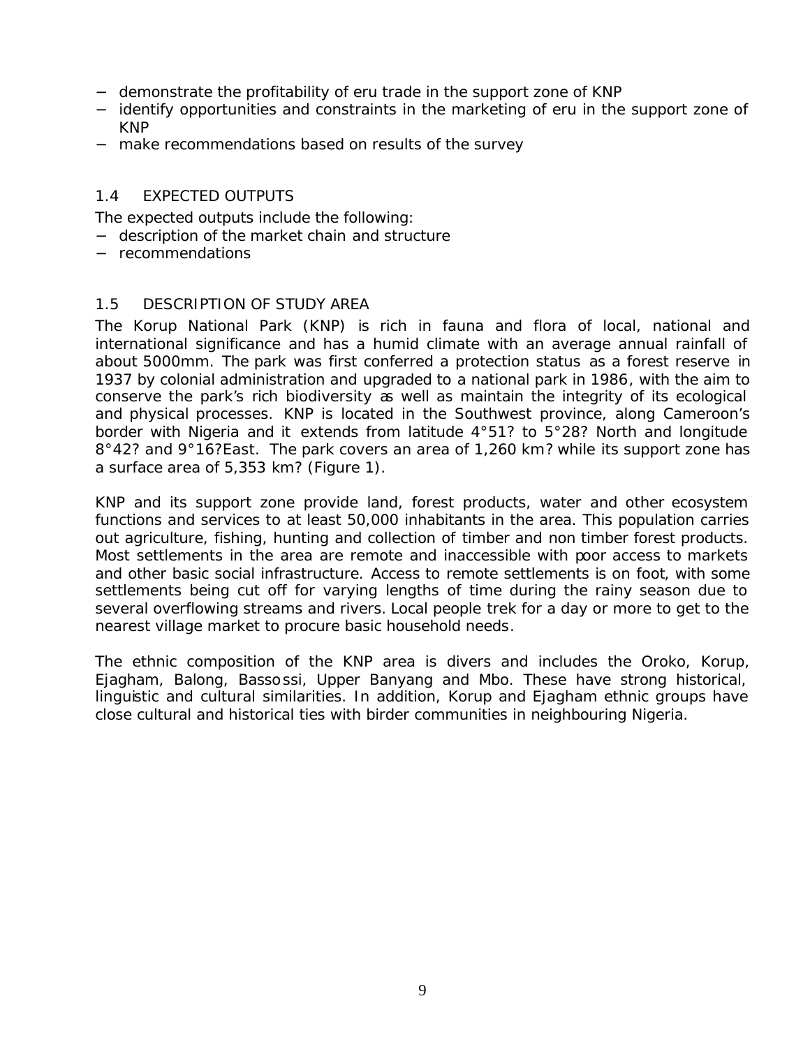- demonstrate the profitability of eru trade in the support zone of KNP
- identify opportunities and constraints in the marketing of eru in the support zone of KNP
- make recommendations based on results of the survey

## 1.4 EXPECTED OUTPUTS

The expected outputs include the following:

- description of the market chain and structure
- recommendations

## 1.5 DESCRIPTION OF STUDY AREA

The Korup National Park (KNP) is rich in fauna and flora of local, national and international significance and has a humid climate with an average annual rainfall of about 5000mm. The park was first conferred a protection status as a forest reserve in 1937 by colonial administration and upgraded to a national park in 1986, with the aim to conserve the park's rich biodiversity as well as maintain the integrity of its ecological and physical processes. KNP is located in the Southwest province, along Cameroon's border with Nigeria and it extends from latitude 4°51? to 5°28? North and longitude 8°42? and 9°16?East. The park covers an area of 1,260 km? while its support zone has a surface area of 5,353 km? (Figure 1).

KNP and its support zone provide land, forest products, water and other ecosystem functions and services to at least 50,000 inhabitants in the area. This population carries out agriculture, fishing, hunting and collection of timber and non timber forest products. Most settlements in the area are remote and inaccessible with poor access to markets and other basic social infrastructure. Access to remote settlements is on foot, with some settlements being cut off for varying lengths of time during the rainy season due to several overflowing streams and rivers. Local people trek for a day or more to get to the nearest village market to procure basic household needs.

The ethnic composition of the KNP area is divers and includes the Oroko, Korup, Ejagham, Balong, Bassossi, Upper Banyang and Mbo. These have strong historical, linguistic and cultural similarities. In addition, Korup and Ejagham ethnic groups have close cultural and historical ties with birder communities in neighbouring Nigeria.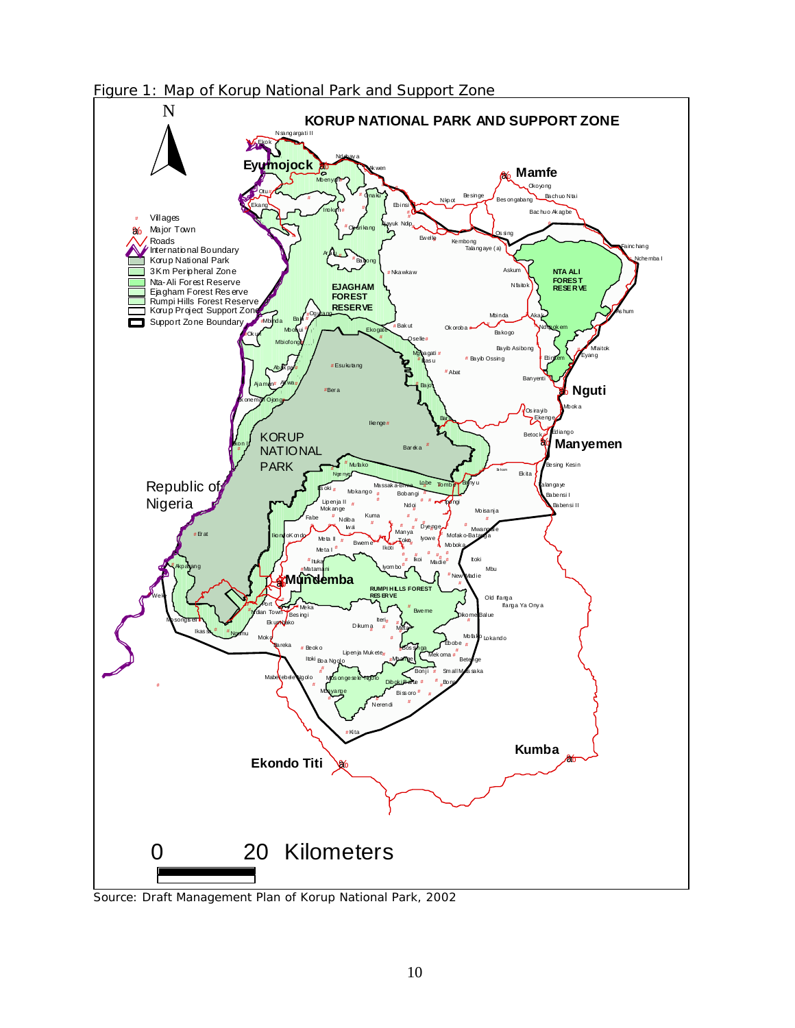Figure 1: Map of Korup National Park and Support Zone

Source: Draft Management Plan of Korup National Park, 2002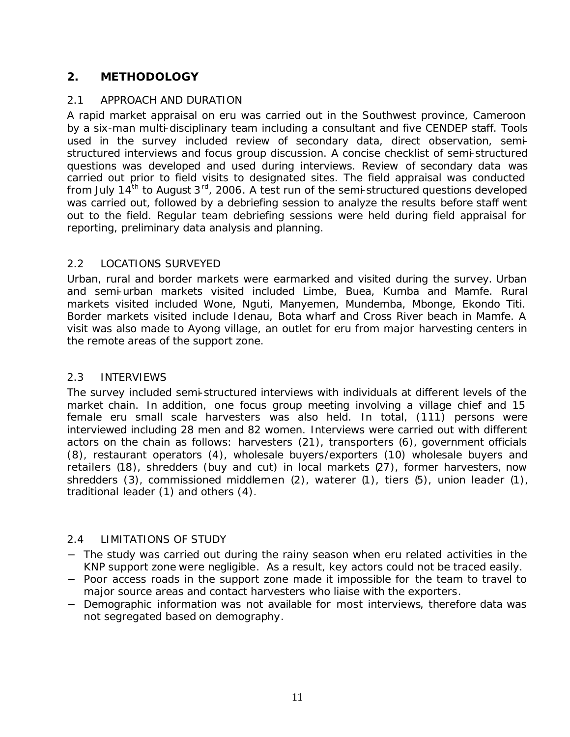## 2. METHODOLOGY

### 2.1 APPROACH AND DURATION

A rapid market appraisal on eru was carried out in the Southwest province, Cameroon by a six-man multi-disciplinary team including a consultant and five CENDEP staff. Tools used in the survey included review of secondary data, direct observation, semi-structured interviews and focus group discussion. A concise checklist of semi-structured questions was developed and used during interviews. Review of secondary data was carried out prior to field visits to designated sites. The field appraisal was conducted from July 14th to August 3rd, 2006. A test run of the semi-structured questions developed was carried out, followed by a debriefing session to analyze the results before staff went out to the field. Regular team debriefing sessions were held during field appraisal for reporting, preliminary data analysis and planning.

### 2.2 LOCATIONS SURVEYED

Urban, rural and border markets were earmarked and visited during the survey. Urban and semi-urban markets visited included Limbe, Buea, Kumba and Mamfe. Rural markets visited included Wone, Nguti, Manyemen, Mundemba, Mbonge, Ekondo Titi. Border markets visited include Idenau, Bota wharf and Cross River beach in Mamfe. A visit was also made to Ayong village, an outlet for eru from major harvesting centers in the remote areas of the support zone.

### 2.3 INTERVIEWS

The survey included semi-structured interviews with individuals at different levels of the market chain. In addition, one focus group meeting involving a village chief and 15 female eru small scale harvesters was also held. In total, (111) persons were interviewed including 28 men and 82 women. Interviews were carried out with different actors on the chain as follows: harvesters (21), transporters (6), government officials (8), restaurant operators (4), wholesale buyers/exporters (10) wholesale buyers and retailers (18), shredders (buy and cut) in local markets (27), former harvesters, now shredders (3), commissioned middlemen (2), waterer (1), tiers (5), union leader (1), traditional leader (1) and others (4).

### 2.4 LIMITATIONS OF STUDY

- The study was carried out during the rainy season when eru related activities in the KNP support zone were negligible. As a result, key actors could not be traced easily.
- Poor access roads in the support zone made it impossible for the team to travel to major source areas and contact harvesters who liaise with the exporters.
- Demographic information was not available for most interviews, therefore data was not segregated based on demography.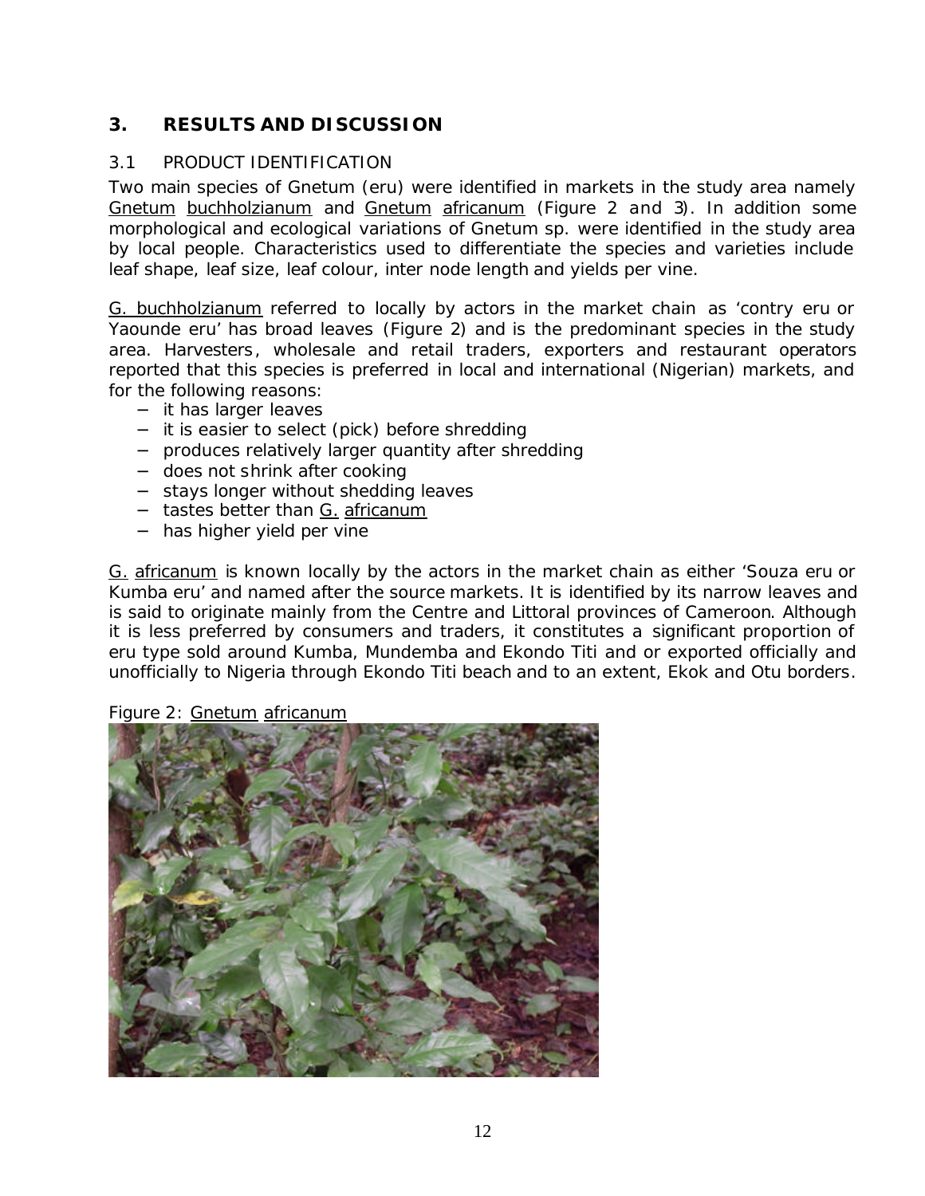## 3. RESULTS AND DISCUSSION

### 3.1 PRODUCT IDENTIFICATION

Two main species of Gnetum (eru) were identified in markets in the study area namely Gnetum buchholzianum and Gnetum africanum (Figure 2 and 3). In addition some morphological and ecological variations of Gnetum sp. were identified in the study area by local people. Characteristics used to differentiate the species and varieties include leaf shape, leaf size, leaf colour, inter node length and yields per vine.

G. buchholzianum referred to locally by actors in the market chain as 'contry eru or Yaounde eru' has broad leaves (Figure 2) and is the predominant species in the study area. Harvesters, wholesale and retail traders, exporters and restaurant operators reported that this species is preferred in local and international (Nigerian) markets, and for the following reasons:

- it has larger leaves
- it is easier to select (pick) before shredding
- produces relatively larger quantity after shredding
- does not shrink after cooking
- stays longer without shedding leaves
- tastes better than G. africanum
- has higher yield per vine

G. africanum is known locally by the actors in the market chain as either 'Souza eru or Kumba eru' and named after the source markets. It is identified by its narrow leaves and is said to originate mainly from the Centre and Littoral provinces of Cameroon. Although it is less preferred by consumers and traders, it constitutes a significant proportion of eru type sold around Kumba, Mundemba and Ekondo Titi and or exported officially and unofficially to Nigeria through Ekondo Titi beach and to an extent, Ekok and Otu borders.

Figure 2: Gnetum africanum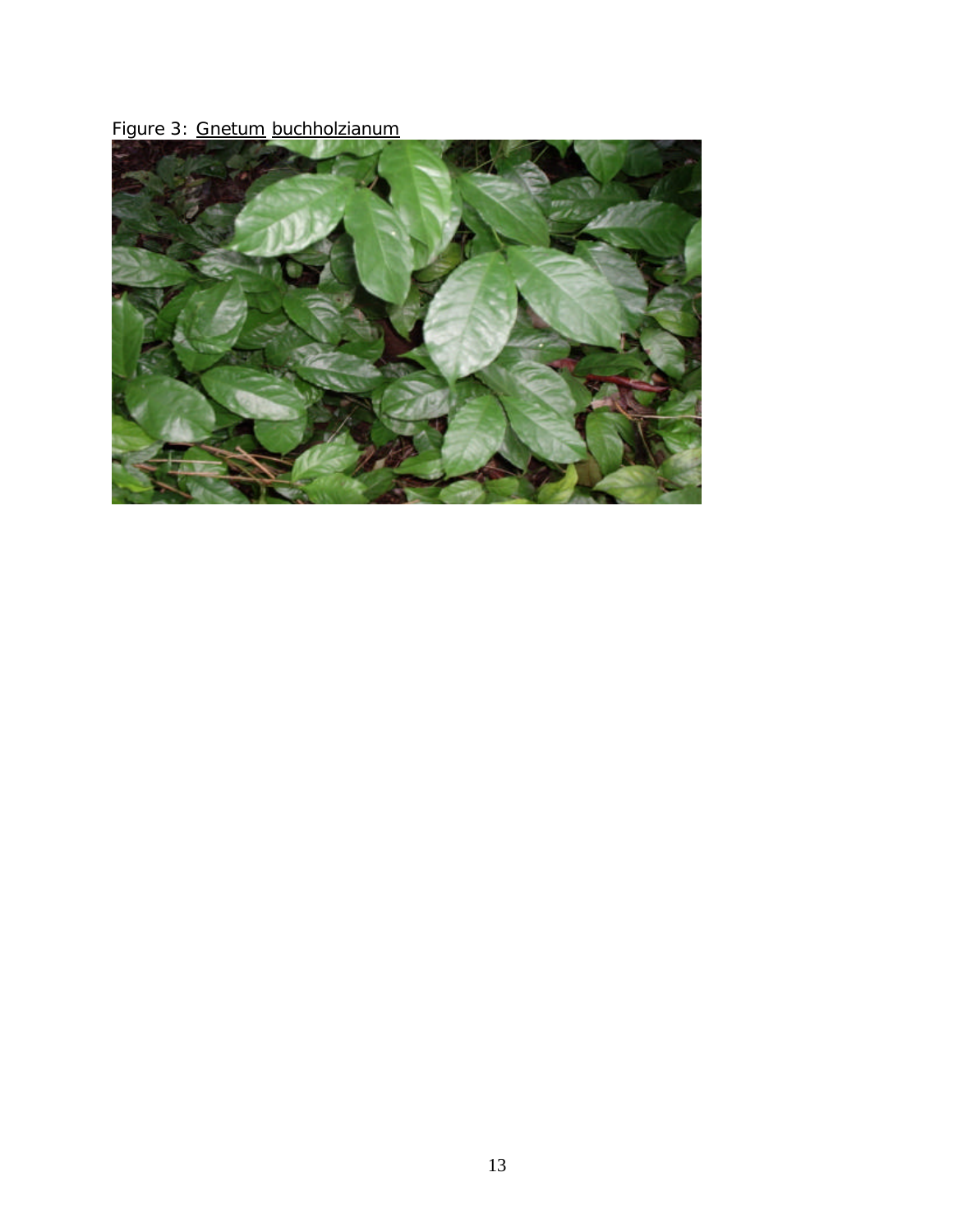Figure 3: Gnetum buchholzianum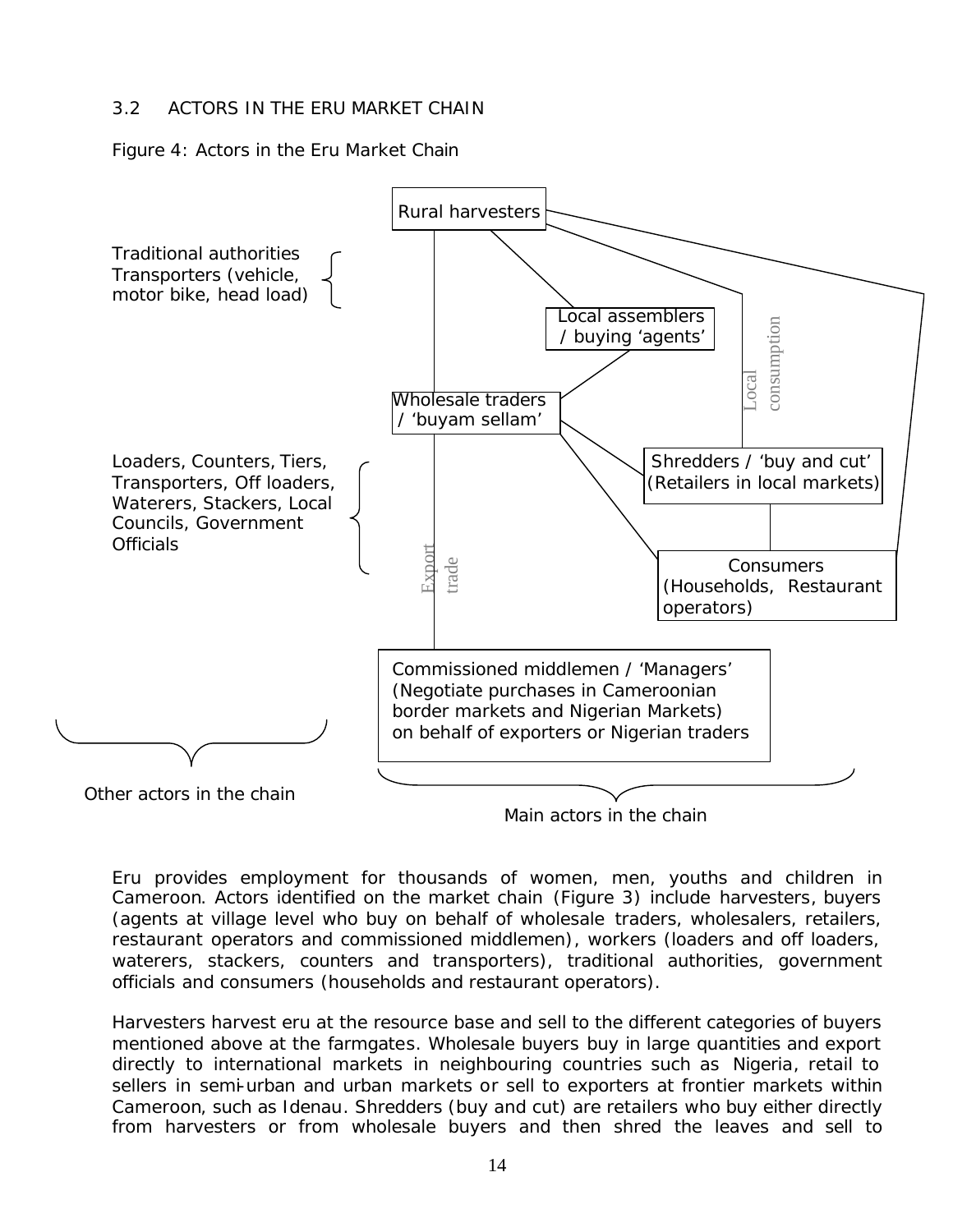### 3.2 ACTORS IN THE ERU MARKET CHAIN

Figure 4: Actors in the Eru Market Chain

Rural harvesters

Traditional authorities
Transporters (vehicle, motor bike, head load)

Local assemblers / buying 'agents'

Local consumption

Wholesale traders / 'buyam sellam'

Shredders / 'buy and cut' (Retailers in local markets)

Loaders, Counters, Tiers, Transporters, Off loaders, Waterers, Stackers, Local Councils, Government Officials

Export trade

Consumers (Households, Restaurant operators)

Commissioned middlemen / 'Managers' (Negotiate purchases in Cameroonian border markets and Nigerian Markets) on behalf of exporters or Nigerian traders

Other actors in the chain

Main actors in the chain

Eru provides employment for thousands of women, men, youths and children in Cameroon. Actors identified on the market chain (Figure 3) include harvesters, buyers (agents at village level who buy on behalf of wholesale traders, wholesalers, retailers, restaurant operators and commissioned middlemen), workers (loaders and off loaders, waterers, stackers, counters and transporters), traditional authorities, government officials and consumers (households and restaurant operators).

Harvesters harvest eru at the resource base and sell to the different categories of buyers mentioned above at the farmgates. Wholesale buyers buy in large quantities and export directly to international markets in neighbouring countries such as Nigeria, retail to sellers in semi-urban and urban markets or sell to exporters at frontier markets within Cameroon, such as Idenau. Shredders (buy and cut) are retailers who buy either directly from harvesters or from wholesale buyers and then shred the leaves and sell to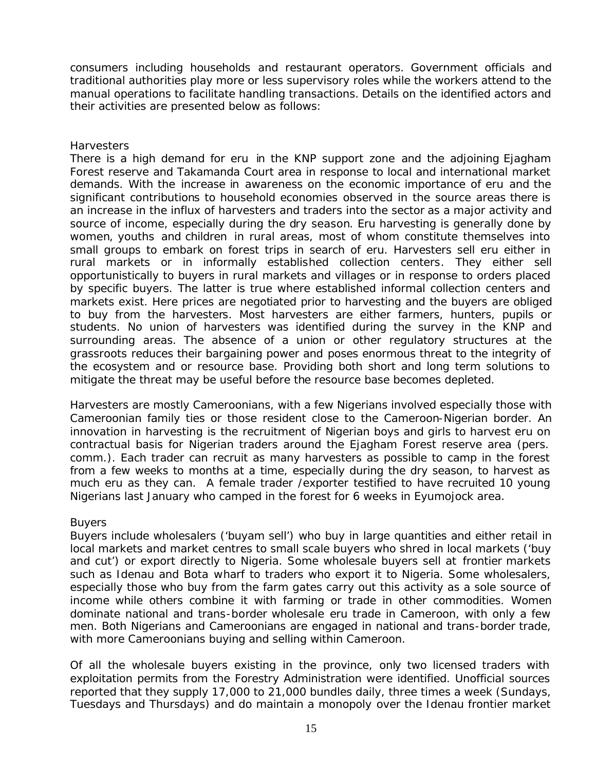consumers including households and restaurant operators. Government officials and traditional authorities play more or less supervisory roles while the workers attend to the manual operations to facilitate handling transactions. Details on the identified actors and their activities are presented below as follows:

### Harvesters

There is a high demand for eru in the KNP support zone and the adjoining Ejagham Forest reserve and Takamanda Court area in response to local and international market demands. With the increase in awareness on the economic importance of eru and the significant contributions to household economies observed in the source areas there is an increase in the influx of harvesters and traders into the sector as a major activity and source of income, especially during the dry season. Eru harvesting is generally done by women, youths and children in rural areas, most of whom constitute themselves into small groups to embark on forest trips in search of eru. Harvesters sell eru either in rural markets or in informally established collection centers. They either sell opportunistically to buyers in rural markets and villages or in response to orders placed by specific buyers. The latter is true where established informal collection centers and markets exist. Here prices are negotiated prior to harvesting and the buyers are obliged to buy from the harvesters. Most harvesters are either farmers, hunters, pupils or students. No union of harvesters was identified during the survey in the KNP and surrounding areas. The absence of a union or other regulatory structures at the grassroots reduces their bargaining power and poses enormous threat to the integrity of the ecosystem and or resource base. Providing both short and long term solutions to mitigate the threat may be useful before the resource base becomes depleted.

Harvesters are mostly Cameroonians, with a few Nigerians involved especially those with Cameroonian family ties or those resident close to the Cameroon-Nigerian border. An innovation in harvesting is the recruitment of Nigerian boys and girls to harvest eru on contractual basis for Nigerian traders around the Ejagham Forest reserve area (pers. comm.). Each trader can recruit as many harvesters as possible to camp in the forest from a few weeks to months at a time, especially during the dry season, to harvest as much eru as they can. A female trader /exporter testified to have recruited 10 young Nigerians last January who camped in the forest for 6 weeks in Eyumojock area.

### Buyers

Buyers include wholesalers ('buyam sell') who buy in large quantities and either retail in local markets and market centres to small scale buyers who shred in local markets ('buy and cut') or export directly to Nigeria. Some wholesale buyers sell at frontier markets such as Idenau and Bota wharf to traders who export it to Nigeria. Some wholesalers, especially those who buy from the farm gates carry out this activity as a sole source of income while others combine it with farming or trade in other commodities. Women dominate national and trans-border wholesale eru trade in Cameroon, with only a few men. Both Nigerians and Cameroonians are engaged in national and trans-border trade, with more Cameroonians buying and selling within Cameroon.

Of all the wholesale buyers existing in the province, only two licensed traders with exploitation permits from the Forestry Administration were identified. Unofficial sources reported that they supply 17,000 to 21,000 bundles daily, three times a week (Sundays, Tuesdays and Thursdays) and do maintain a monopoly over the Idenau frontier market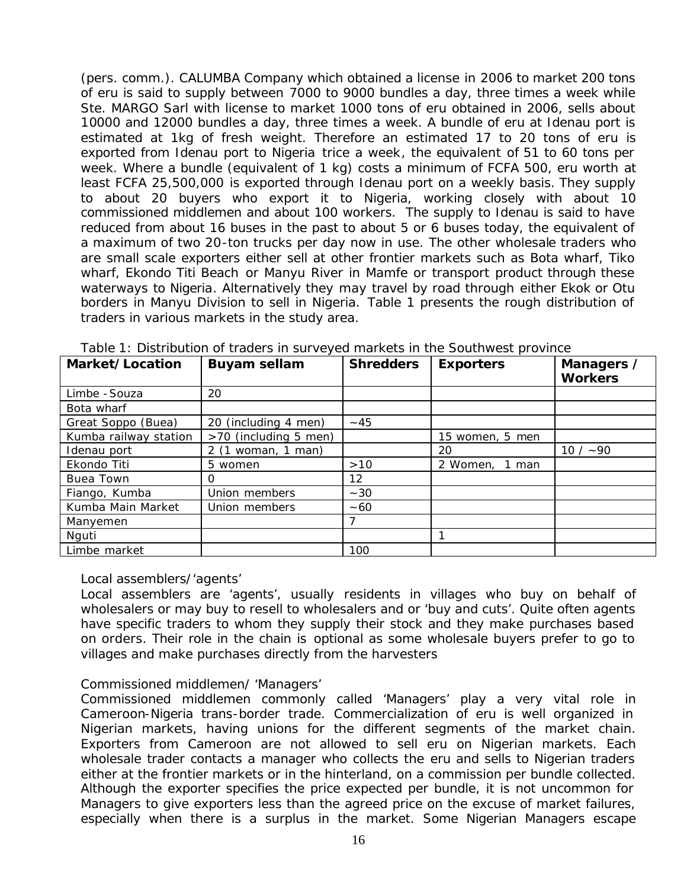(pers. comm.). CALUMBA Company which obtained a license in 2006 to market 200 tons of eru is said to supply between 7000 to 9000 bundles a day, three times a week while Ste. MARGO Sarl with license to market 1000 tons of eru obtained in 2006, sells about 10000 and 12000 bundles a day, three times a week. A bundle of eru at Idenau port is estimated at 1kg of fresh weight. Therefore an estimated 17 to 20 tons of eru is exported from Idenau port to Nigeria trice a week, the equivalent of 51 to 60 tons per week. Where a bundle (equivalent of 1 kg) costs a minimum of FCFA 500, eru worth at least FCFA 25,500,000 is exported through Idenau port on a weekly basis. They supply to about 20 buyers who export it to Nigeria, working closely with about 10 commissioned middlemen and about 100 workers. The supply to Idenau is said to have reduced from about 16 buses in the past to about 5 or 6 buses today, the equivalent of a maximum of two 20-ton trucks per day now in use. The other wholesale traders who are small scale exporters either sell at other frontier markets such as Bota wharf, Tiko wharf, Ekondo Titi Beach or Manyu River in Mamfe or transport product through these waterways to Nigeria. Alternatively they may travel by road through either Ekok or Otu borders in Manyu Division to sell in Nigeria. Table 1 presents the rough distribution of traders in various markets in the study area.

Table 1: Distribution of traders in surveyed markets in the Southwest province

| Market/Location | Buyam sellam | Shredders | Exporters | Managers / Workers |
|---|---|---|---|---|
| Limbe - Souza | 20 | | | |
| Bota wharf | | | | |
| Great Soppo (Buea) | 20 (including 4 men) | ~45 | | |
| Kumba railway station | >70 (including 5 men) | | 15 women, 5 men | |
| Idenau port | 2 (1 woman, 1 man) | | 20 | 10 / ~90 |
| Ekondo Titi | 5 women | >10 | 2 Women, 1 man | |
| Buea Town | 0 | 12 | | |
| Fiango, Kumba | Union members | ~30 | | |
| Kumba Main Market | Union members | ~60 | | |
| Manyemen | | 7 | | |
| Nguti | | | 1 | |
| Limbe market | | 100 | | |

Local assemblers/'agents'

Local assemblers are 'agents', usually residents in villages who buy on behalf of wholesalers or may buy to resell to wholesalers and or 'buy and cuts'. Quite often agents have specific traders to whom they supply their stock and they make purchases based on orders. Their role in the chain is optional as some wholesale buyers prefer to go to villages and make purchases directly from the harvesters

Commissioned middlemen/ 'Managers'

Commissioned middlemen commonly called 'Managers' play a very vital role in Cameroon-Nigeria trans-border trade. Commercialization of eru is well organized in Nigerian markets, having unions for the different segments of the market chain. Exporters from Cameroon are not allowed to sell eru on Nigerian markets. Each wholesale trader contacts a manager who collects the eru and sells to Nigerian traders either at the frontier markets or in the hinterland, on a commission per bundle collected. Although the exporter specifies the price expected per bundle, it is not uncommon for Managers to give exporters less than the agreed price on the excuse of market failures, especially when there is a surplus in the market. Some Nigerian Managers escape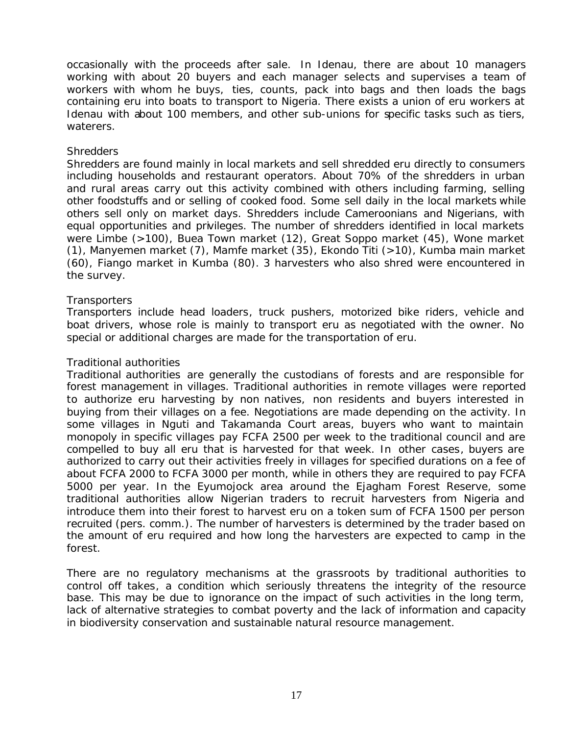occasionally with the proceeds after sale. In Idenau, there are about 10 managers working with about 20 buyers and each manager selects and supervises a team of workers with whom he buys, ties, counts, pack into bags and then loads the bags containing eru into boats to transport to Nigeria. There exists a union of eru workers at Idenau with about 100 members, and other sub-unions for specific tasks such as tiers, waterers.

Shredders

Shredders are found mainly in local markets and sell shredded eru directly to consumers including households and restaurant operators. About 70% of the shredders in urban and rural areas carry out this activity combined with others including farming, selling other foodstuffs and or selling of cooked food. Some sell daily in the local markets while others sell only on market days. Shredders include Cameroonians and Nigerians, with equal opportunities and privileges. The number of shredders identified in local markets were Limbe (>100), Buea Town market (12), Great Soppo market (45), Wone market (1), Manyemen market (7), Mamfe market (35), Ekondo Titi (>10), Kumba main market (60), Fiango market in Kumba (80). 3 harvesters who also shred were encountered in the survey.

Transporters

Transporters include head loaders, truck pushers, motorized bike riders, vehicle and boat drivers, whose role is mainly to transport eru as negotiated with the owner. No special or additional charges are made for the transportation of eru.

Traditional authorities

Traditional authorities are generally the custodians of forests and are responsible for forest management in villages. Traditional authorities in remote villages were reported to authorize eru harvesting by non natives, non residents and buyers interested in buying from their villages on a fee. Negotiations are made depending on the activity. In some villages in Nguti and Takamanda Court areas, buyers who want to maintain monopoly in specific villages pay FCFA 2500 per week to the traditional council and are compelled to buy all eru that is harvested for that week. In other cases, buyers are authorized to carry out their activities freely in villages for specified durations on a fee of about FCFA 2000 to FCFA 3000 per month, while in others they are required to pay FCFA 5000 per year. In the Eyumojock area around the Ejagham Forest Reserve, some traditional authorities allow Nigerian traders to recruit harvesters from Nigeria and introduce them into their forest to harvest eru on a token sum of FCFA 1500 per person recruited (pers. comm.). The number of harvesters is determined by the trader based on the amount of eru required and how long the harvesters are expected to camp in the forest.

There are no regulatory mechanisms at the grassroots by traditional authorities to control off takes, a condition which seriously threatens the integrity of the resource base. This may be due to ignorance on the impact of such activities in the long term, lack of alternative strategies to combat poverty and the lack of information and capacity in biodiversity conservation and sustainable natural resource management.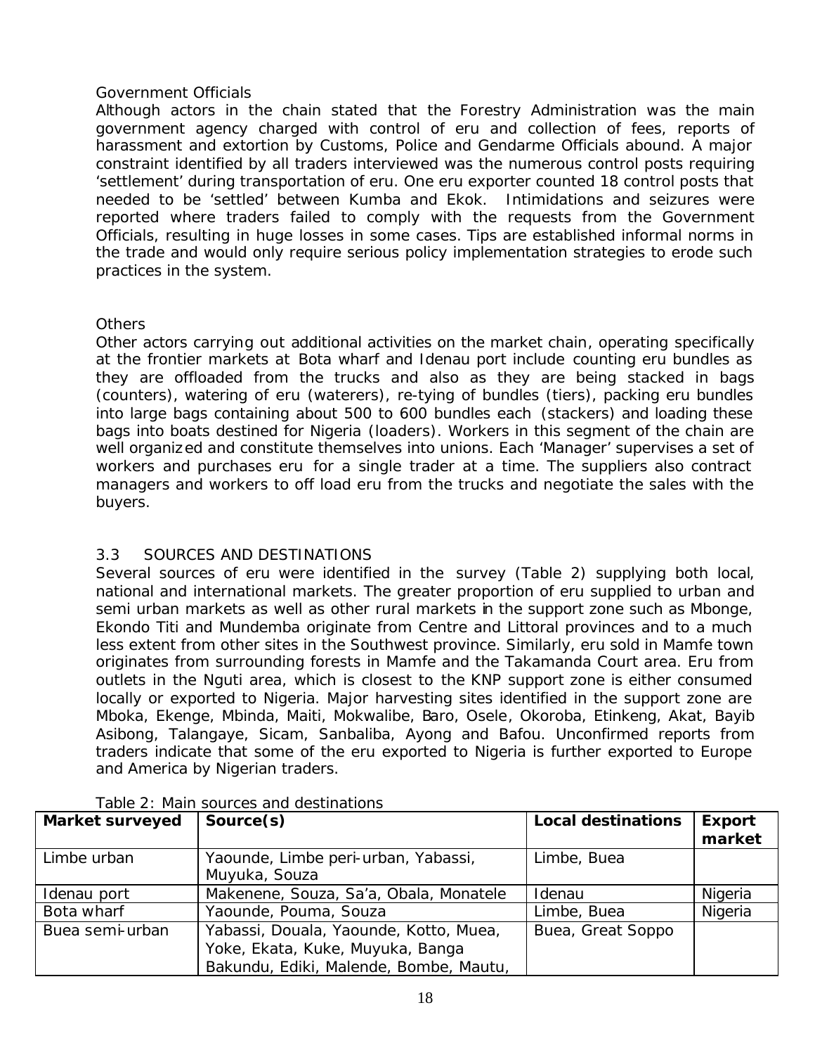Government Officials

Although actors in the chain stated that the Forestry Administration was the main government agency charged with control of eru and collection of fees, reports of harassment and extortion by Customs, Police and Gendarme Officials abound. A major constraint identified by all traders interviewed was the numerous control posts requiring 'settlement' during transportation of eru. One eru exporter counted 18 control posts that needed to be 'settled' between Kumba and Ekok. Intimidations and seizures were reported where traders failed to comply with the requests from the Government Officials, resulting in huge losses in some cases. Tips are established informal norms in the trade and would only require serious policy implementation strategies to erode such practices in the system.

Others

Other actors carrying out additional activities on the market chain, operating specifically at the frontier markets at Bota wharf and Idenau port include counting eru bundles as they are offloaded from the trucks and also as they are being stacked in bags (counters), watering of eru (waterers), re-tying of bundles (tiers), packing eru bundles into large bags containing about 500 to 600 bundles each (stackers) and loading these bags into boats destined for Nigeria (loaders). Workers in this segment of the chain are well organized and constitute themselves into unions. Each 'Manager' supervises a set of workers and purchases eru for a single trader at a time. The suppliers also contract managers and workers to off load eru from the trucks and negotiate the sales with the buyers.

## 3.3 SOURCES AND DESTINATIONS

Several sources of eru were identified in the survey (Table 2) supplying both local, national and international markets. The greater proportion of eru supplied to urban and semi urban markets as well as other rural markets in the support zone such as Mbonge, Ekondo Titi and Mundemba originate from Centre and Littoral provinces and to a much less extent from other sites in the Southwest province. Similarly, eru sold in Mamfe town originates from surrounding forests in Mamfe and the Takamanda Court area. Eru from outlets in the Nguti area, which is closest to the KNP support zone is either consumed locally or exported to Nigeria. Major harvesting sites identified in the support zone are Mboka, Ekenge, Mbinda, Maiti, Mokwalibe, Baro, Osele, Okoroba, Etinkeng, Akat, Bayib Asibong, Talangaye, Sicam, Sanbaliba, Ayong and Bafou. Unconfirmed reports from traders indicate that some of the eru exported to Nigeria is further exported to Europe and America by Nigerian traders.

Table 2: Main sources and destinations

| Market surveyed | Source(s) | Local destinations | Export market |
|---|---|---|---|
| Limbe urban | Yaounde, Limbe peri-urban, Yabassi, Muyuka, Souza | Limbe, Buea | |
| Idenau port | Makenene, Souza, Sa'a, Obala, Monatele | Idenau | Nigeria |
| Bota wharf | Yaounde, Pouma, Souza | Limbe, Buea | Nigeria |
| Buea semi-urban | Yabassi, Douala, Yaounde, Kotto, Muea, Yoke, Ekata, Kuke, Muyuka, Banga Bakundu, Ediki, Malende, Bombe, Mautu, | Buea, Great Soppo | |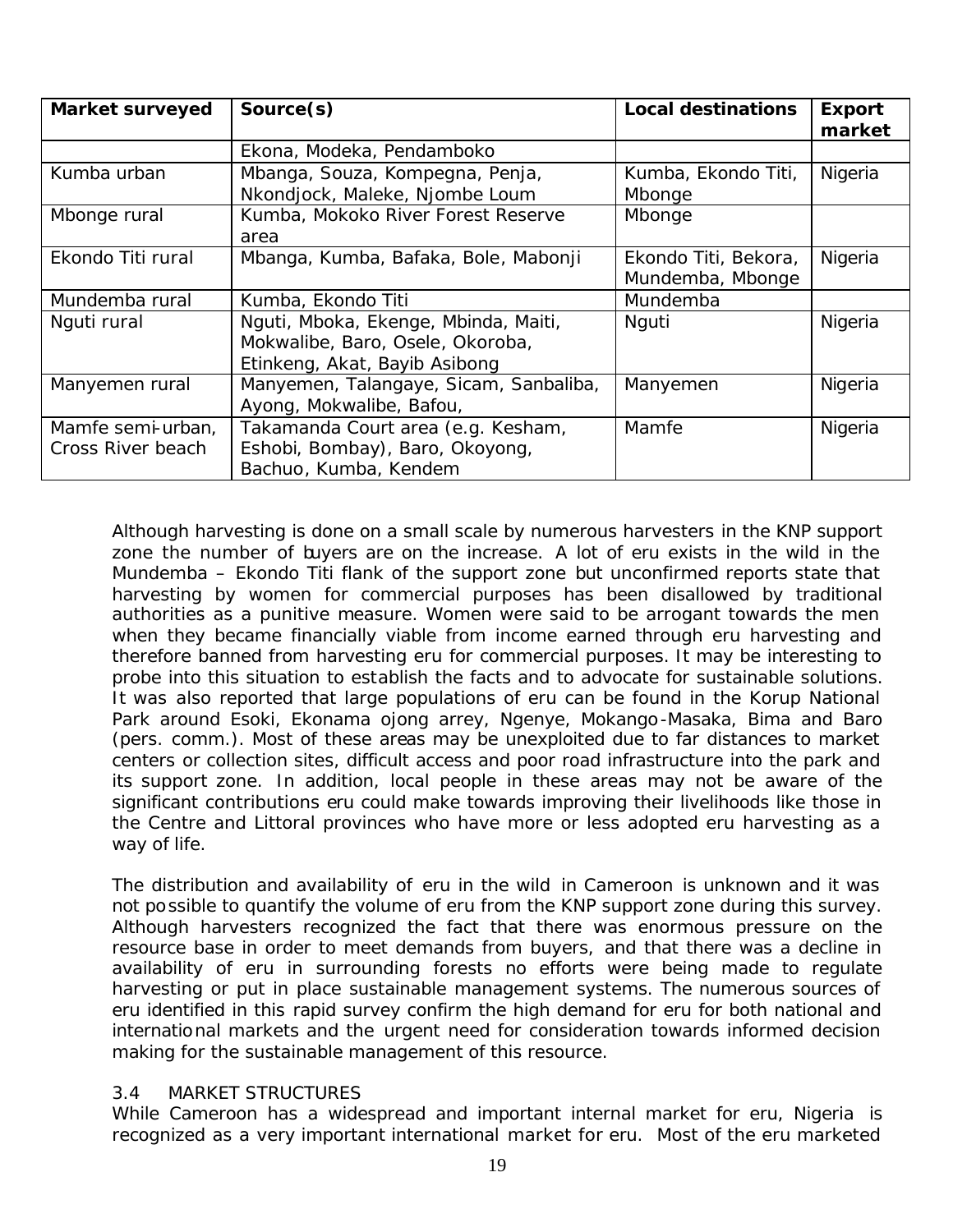| Market surveyed | Source(s) | Local destinations | Export market |
|---|---|---|---|
| | Ekona, Modeka, Pendamboko | | |
| Kumba urban | Mbanga, Souza, Kompegna, Penja, Nkondjock, Maleke, Njombe Loum | Kumba, Ekondo Titi, Mbonge | Nigeria |
| Mbonge rural | Kumba, Mokoko River Forest Reserve area | Mbonge | |
| Ekondo Titi rural | Mbanga, Kumba, Bafaka, Bole, Mabonji | Ekondo Titi, Bekora, Mundemba, Mbonge | Nigeria |
| Mundemba rural | Kumba, Ekondo Titi | Mundemba | |
| Nguti rural | Nguti, Mboka, Ekenge, Mbinda, Maiti, Mokwalibe, Baro, Osele, Okoroba, Etinkeng, Akat, Bayib Asibong | Nguti | Nigeria |
| Manyemen rural | Manyemen, Talangaye, Sicam, Sanbaliba, Ayong, Mokwalibe, Bafou, | Manyemen | Nigeria |
| Mamfe semi-urban, Cross River beach | Takamanda Court area (e.g. Kesham, Eshobi, Bombay), Baro, Okoyong, Bachuo, Kumba, Kendem | Mamfe | Nigeria |

Although harvesting is done on a small scale by numerous harvesters in the KNP support zone the number of buyers are on the increase. A lot of eru exists in the wild in the Mundemba – Ekondo Titi flank of the support zone but unconfirmed reports state that harvesting by women for commercial purposes has been disallowed by traditional authorities as a punitive measure. Women were said to be arrogant towards the men when they became financially viable from income earned through eru harvesting and therefore banned from harvesting eru for commercial purposes. It may be interesting to probe into this situation to establish the facts and to advocate for sustainable solutions. It was also reported that large populations of eru can be found in the Korup National Park around Esoki, Ekonama ojong arrey, Ngenye, Mokango-Masaka, Bima and Baro (pers. comm.). Most of these areas may be unexploited due to far distances to market centers or collection sites, difficult access and poor road infrastructure into the park and its support zone. In addition, local people in these areas may not be aware of the significant contributions eru could make towards improving their livelihoods like those in the Centre and Littoral provinces who have more or less adopted eru harvesting as a way of life.

The distribution and availability of eru in the wild in Cameroon is unknown and it was not possible to quantify the volume of eru from the KNP support zone during this survey. Although harvesters recognized the fact that there was enormous pressure on the resource base in order to meet demands from buyers, and that there was a decline in availability of eru in surrounding forests no efforts were being made to regulate harvesting or put in place sustainable management systems. The numerous sources of eru identified in this rapid survey confirm the high demand for eru for both national and international markets and the urgent need for consideration towards informed decision making for the sustainable management of this resource.

### 3.4 MARKET STRUCTURES

While Cameroon has a widespread and important internal market for eru, Nigeria is recognized as a very important international market for eru. Most of the eru marketed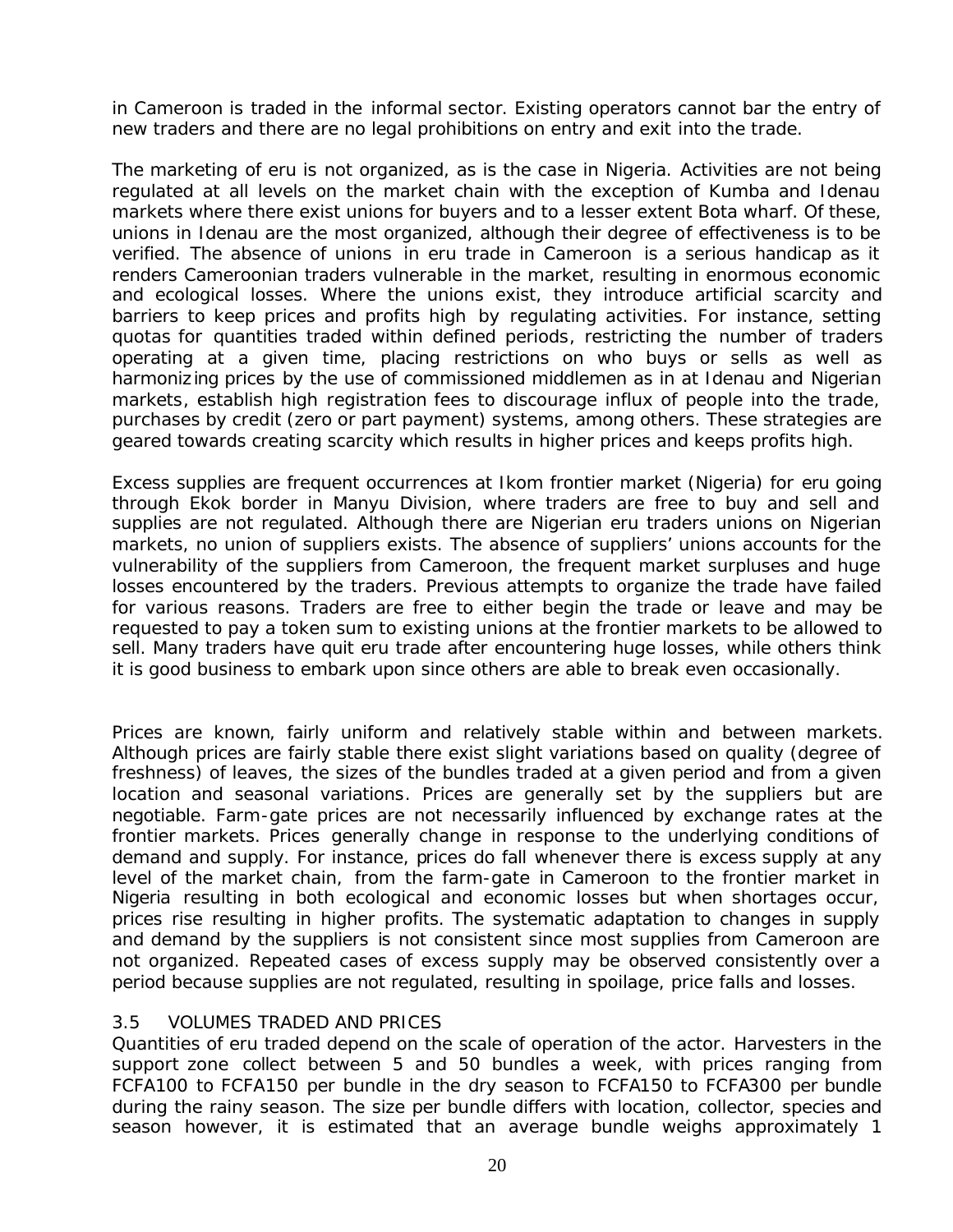in Cameroon is traded in the informal sector. Existing operators cannot bar the entry of new traders and there are no legal prohibitions on entry and exit into the trade.

The marketing of eru is not organized, as is the case in Nigeria. Activities are not being regulated at all levels on the market chain with the exception of Kumba and Idenau markets where there exist unions for buyers and to a lesser extent Bota wharf. Of these, unions in Idenau are the most organized, although their degree of effectiveness is to be verified. The absence of unions in eru trade in Cameroon is a serious handicap as it renders Cameroonian traders vulnerable in the market, resulting in enormous economic and ecological losses. Where the unions exist, they introduce artificial scarcity and barriers to keep prices and profits high by regulating activities. For instance, setting quotas for quantities traded within defined periods, restricting the number of traders operating at a given time, placing restrictions on who buys or sells as well as harmonizing prices by the use of commissioned middlemen as in at Idenau and Nigerian markets, establish high registration fees to discourage influx of people into the trade, purchases by credit (zero or part payment) systems, among others. These strategies are geared towards creating scarcity which results in higher prices and keeps profits high.

Excess supplies are frequent occurrences at Ikom frontier market (Nigeria) for eru going through Ekok border in Manyu Division, where traders are free to buy and sell and supplies are not regulated. Although there are Nigerian eru traders unions on Nigerian markets, no union of suppliers exists. The absence of suppliers' unions accounts for the vulnerability of the suppliers from Cameroon, the frequent market surpluses and huge losses encountered by the traders. Previous attempts to organize the trade have failed for various reasons. Traders are free to either begin the trade or leave and may be requested to pay a token sum to existing unions at the frontier markets to be allowed to sell. Many traders have quit eru trade after encountering huge losses, while others think it is good business to embark upon since others are able to break even occasionally.

Prices are known, fairly uniform and relatively stable within and between markets. Although prices are fairly stable there exist slight variations based on quality (degree of freshness) of leaves, the sizes of the bundles traded at a given period and from a given location and seasonal variations. Prices are generally set by the suppliers but are negotiable. Farm-gate prices are not necessarily influenced by exchange rates at the frontier markets. Prices generally change in response to the underlying conditions of demand and supply. For instance, prices do fall whenever there is excess supply at any level of the market chain, from the farm-gate in Cameroon to the frontier market in Nigeria resulting in both ecological and economic losses but when shortages occur, prices rise resulting in higher profits. The systematic adaptation to changes in supply and demand by the suppliers is not consistent since most supplies from Cameroon are not organized. Repeated cases of excess supply may be observed consistently over a period because supplies are not regulated, resulting in spoilage, price falls and losses.

### 3.5 VOLUMES TRADED AND PRICES

Quantities of eru traded depend on the scale of operation of the actor. Harvesters in the support zone collect between 5 and 50 bundles a week, with prices ranging from FCFA100 to FCFA150 per bundle in the dry season to FCFA150 to FCFA300 per bundle during the rainy season. The size per bundle differs with location, collector, species and season however, it is estimated that an average bundle weighs approximately 1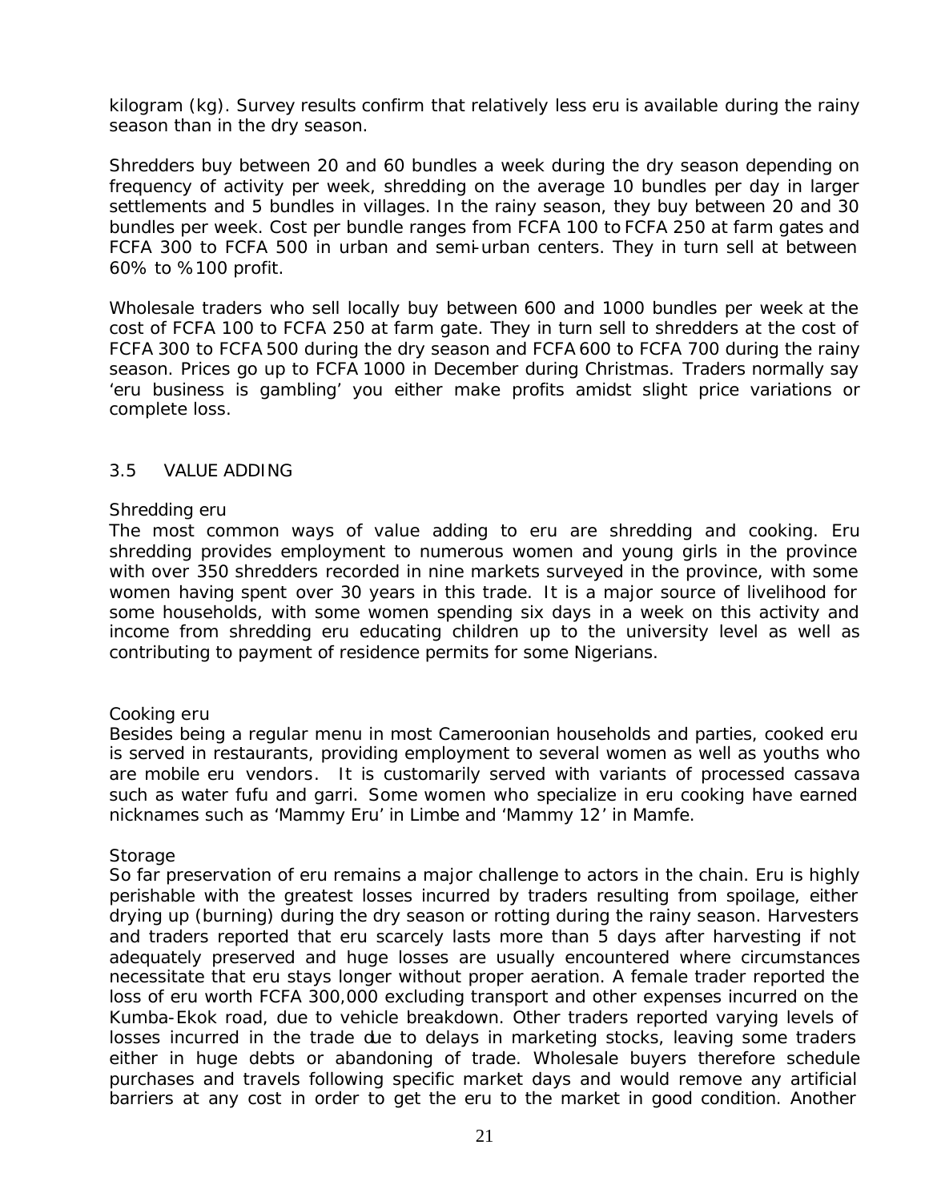kilogram (kg). Survey results confirm that relatively less eru is available during the rainy season than in the dry season.

Shredders buy between 20 and 60 bundles a week during the dry season depending on frequency of activity per week, shredding on the average 10 bundles per day in larger settlements and 5 bundles in villages. In the rainy season, they buy between 20 and 30 bundles per week. Cost per bundle ranges from FCFA 100 to FCFA 250 at farm gates and FCFA 300 to FCFA 500 in urban and semi-urban centers. They in turn sell at between 60% to %100 profit.

Wholesale traders who sell locally buy between 600 and 1000 bundles per week at the cost of FCFA 100 to FCFA 250 at farm gate. They in turn sell to shredders at the cost of FCFA 300 to FCFA 500 during the dry season and FCFA 600 to FCFA 700 during the rainy season. Prices go up to FCFA 1000 in December during Christmas. Traders normally say 'eru business is gambling' you either make profits amidst slight price variations or complete loss.

## 3.5 VALUE ADDING

### Shredding eru

The most common ways of value adding to eru are shredding and cooking. Eru shredding provides employment to numerous women and young girls in the province with over 350 shredders recorded in nine markets surveyed in the province, with some women having spent over 30 years in this trade. It is a major source of livelihood for some households, with some women spending six days in a week on this activity and income from shredding eru educating children up to the university level as well as contributing to payment of residence permits for some Nigerians.

### Cooking eru

Besides being a regular menu in most Cameroonian households and parties, cooked eru is served in restaurants, providing employment to several women as well as youths who are mobile eru vendors. It is customarily served with variants of processed cassava such as water fufu and garri. Some women who specialize in eru cooking have earned nicknames such as 'Mammy Eru' in Limbe and 'Mammy 12' in Mamfe.

### Storage

So far preservation of eru remains a major challenge to actors in the chain. Eru is highly perishable with the greatest losses incurred by traders resulting from spoilage, either drying up (burning) during the dry season or rotting during the rainy season. Harvesters and traders reported that eru scarcely lasts more than 5 days after harvesting if not adequately preserved and huge losses are usually encountered where circumstances necessitate that eru stays longer without proper aeration. A female trader reported the loss of eru worth FCFA 300,000 excluding transport and other expenses incurred on the Kumba-Ekok road, due to vehicle breakdown. Other traders reported varying levels of losses incurred in the trade due to delays in marketing stocks, leaving some traders either in huge debts or abandoning of trade. Wholesale buyers therefore schedule purchases and travels following specific market days and would remove any artificial barriers at any cost in order to get the eru to the market in good condition. Another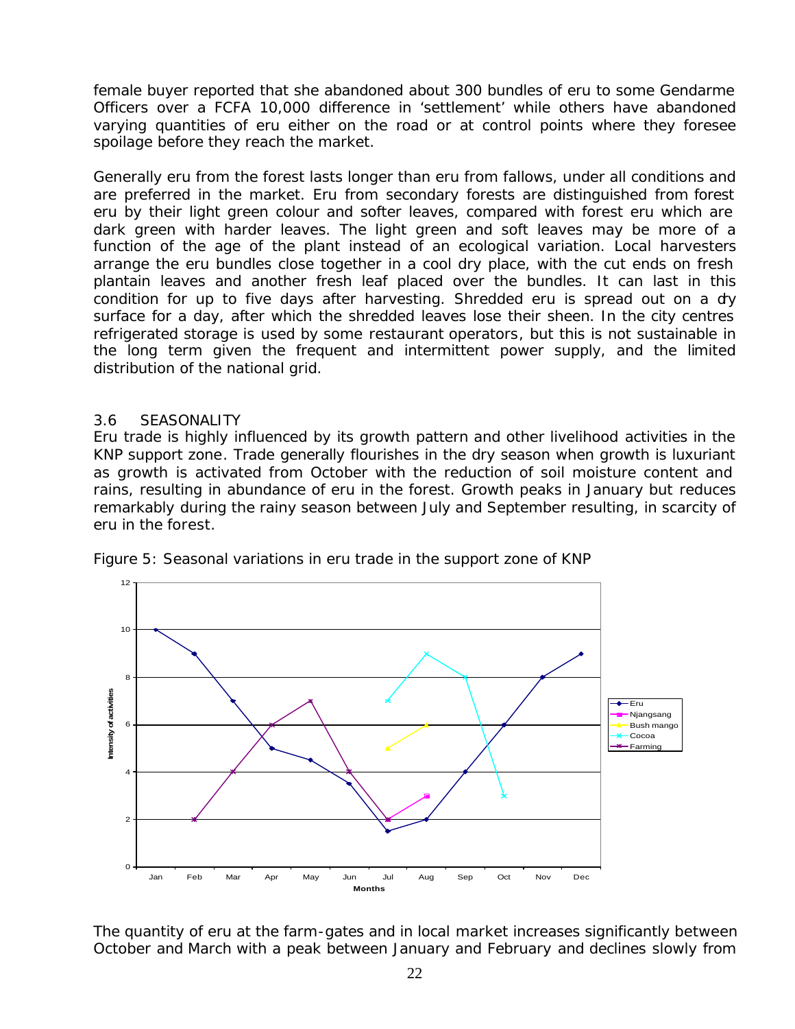female buyer reported that she abandoned about 300 bundles of eru to some Gendarme Officers over a FCFA 10,000 difference in 'settlement' while others have abandoned varying quantities of eru either on the road or at control points where they foresee spoilage before they reach the market.

Generally eru from the forest lasts longer than eru from fallows, under all conditions and are preferred in the market. Eru from secondary forests are distinguished from forest eru by their light green colour and softer leaves, compared with forest eru which are dark green with harder leaves. The light green and soft leaves may be more of a function of the age of the plant instead of an ecological variation. Local harvesters arrange the eru bundles close together in a cool dry place, with the cut ends on fresh plantain leaves and another fresh leaf placed over the bundles. It can last in this condition for up to five days after harvesting. Shredded eru is spread out on a dry surface for a day, after which the shredded leaves lose their sheen. In the city centres refrigerated storage is used by some restaurant operators, but this is not sustainable in the long term given the frequent and intermittent power supply, and the limited distribution of the national grid.

## 3.6 SEASONALITY

Eru trade is highly influenced by its growth pattern and other livelihood activities in the KNP support zone. Trade generally flourishes in the dry season when growth is luxuriant as growth is activated from October with the reduction of soil moisture content and rains, resulting in abundance of eru in the forest. Growth peaks in January but reduces remarkably during the rainy season between July and September resulting, in scarcity of eru in the forest.

Figure 5: Seasonal variations in eru trade in the support zone of KNP

The quantity of eru at the farm-gates and in local market increases significantly between October and March with a peak between January and February and declines slowly from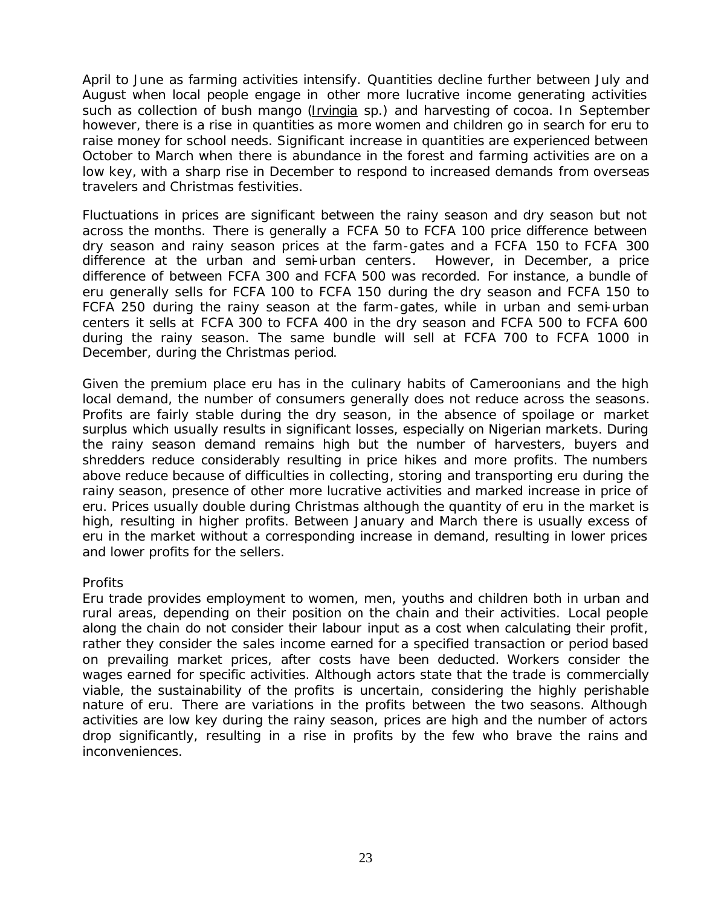April to June as farming activities intensify. Quantities decline further between July and August when local people engage in other more lucrative income generating activities such as collection of bush mango (Irvingia sp.) and harvesting of cocoa. In September however, there is a rise in quantities as more women and children go in search for eru to raise money for school needs. Significant increase in quantities are experienced between October to March when there is abundance in the forest and farming activities are on a low key, with a sharp rise in December to respond to increased demands from overseas travelers and Christmas festivities.

Fluctuations in prices are significant between the rainy season and dry season but not across the months. There is generally a FCFA 50 to FCFA 100 price difference between dry season and rainy season prices at the farm-gates and a FCFA 150 to FCFA 300 difference at the urban and semi-urban centers. However, in December, a price difference of between FCFA 300 and FCFA 500 was recorded. For instance, a bundle of eru generally sells for FCFA 100 to FCFA 150 during the dry season and FCFA 150 to FCFA 250 during the rainy season at the farm-gates, while in urban and semi-urban centers it sells at FCFA 300 to FCFA 400 in the dry season and FCFA 500 to FCFA 600 during the rainy season. The same bundle will sell at FCFA 700 to FCFA 1000 in December, during the Christmas period.

Given the premium place eru has in the culinary habits of Cameroonians and the high local demand, the number of consumers generally does not reduce across the seasons. Profits are fairly stable during the dry season, in the absence of spoilage or market surplus which usually results in significant losses, especially on Nigerian markets. During the rainy season demand remains high but the number of harvesters, buyers and shredders reduce considerably resulting in price hikes and more profits. The numbers above reduce because of difficulties in collecting, storing and transporting eru during the rainy season, presence of other more lucrative activities and marked increase in price of eru. Prices usually double during Christmas although the quantity of eru in the market is high, resulting in higher profits. Between January and March there is usually excess of eru in the market without a corresponding increase in demand, resulting in lower prices and lower profits for the sellers.

Profits

Eru trade provides employment to women, men, youths and children both in urban and rural areas, depending on their position on the chain and their activities. Local people along the chain do not consider their labour input as a cost when calculating their profit, rather they consider the sales income earned for a specified transaction or period based on prevailing market prices, after costs have been deducted. Workers consider the wages earned for specific activities. Although actors state that the trade is commercially viable, the sustainability of the profits is uncertain, considering the highly perishable nature of eru. There are variations in the profits between the two seasons. Although activities are low key during the rainy season, prices are high and the number of actors drop significantly, resulting in a rise in profits by the few who brave the rains and inconveniences.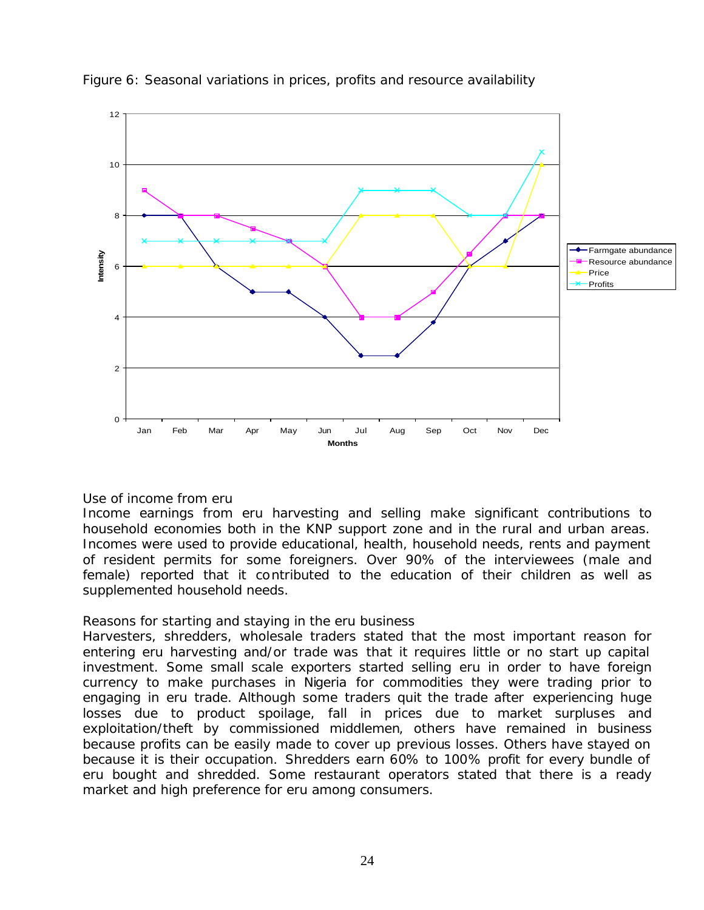Figure 6: Seasonal variations in prices, profits and resource availability

Use of income from eru

Income earnings from eru harvesting and selling make significant contributions to household economies both in the KNP support zone and in the rural and urban areas. Incomes were used to provide educational, health, household needs, rents and payment of resident permits for some foreigners. Over 90% of the interviewees (male and female) reported that it contributed to the education of their children as well as supplemented household needs.

Reasons for starting and staying in the eru business

Harvesters, shredders, wholesale traders stated that the most important reason for entering eru harvesting and/or trade was that it requires little or no start up capital investment. Some small scale exporters started selling eru in order to have foreign currency to make purchases in Nigeria for commodities they were trading prior to engaging in eru trade. Although some traders quit the trade after experiencing huge losses due to product spoilage, fall in prices due to market surpluses and exploitation/theft by commissioned middlemen, others have remained in business because profits can be easily made to cover up previous losses. Others have stayed on because it is their occupation. Shredders earn 60% to 100% profit for every bundle of eru bought and shredded. Some restaurant operators stated that there is a ready market and high preference for eru among consumers.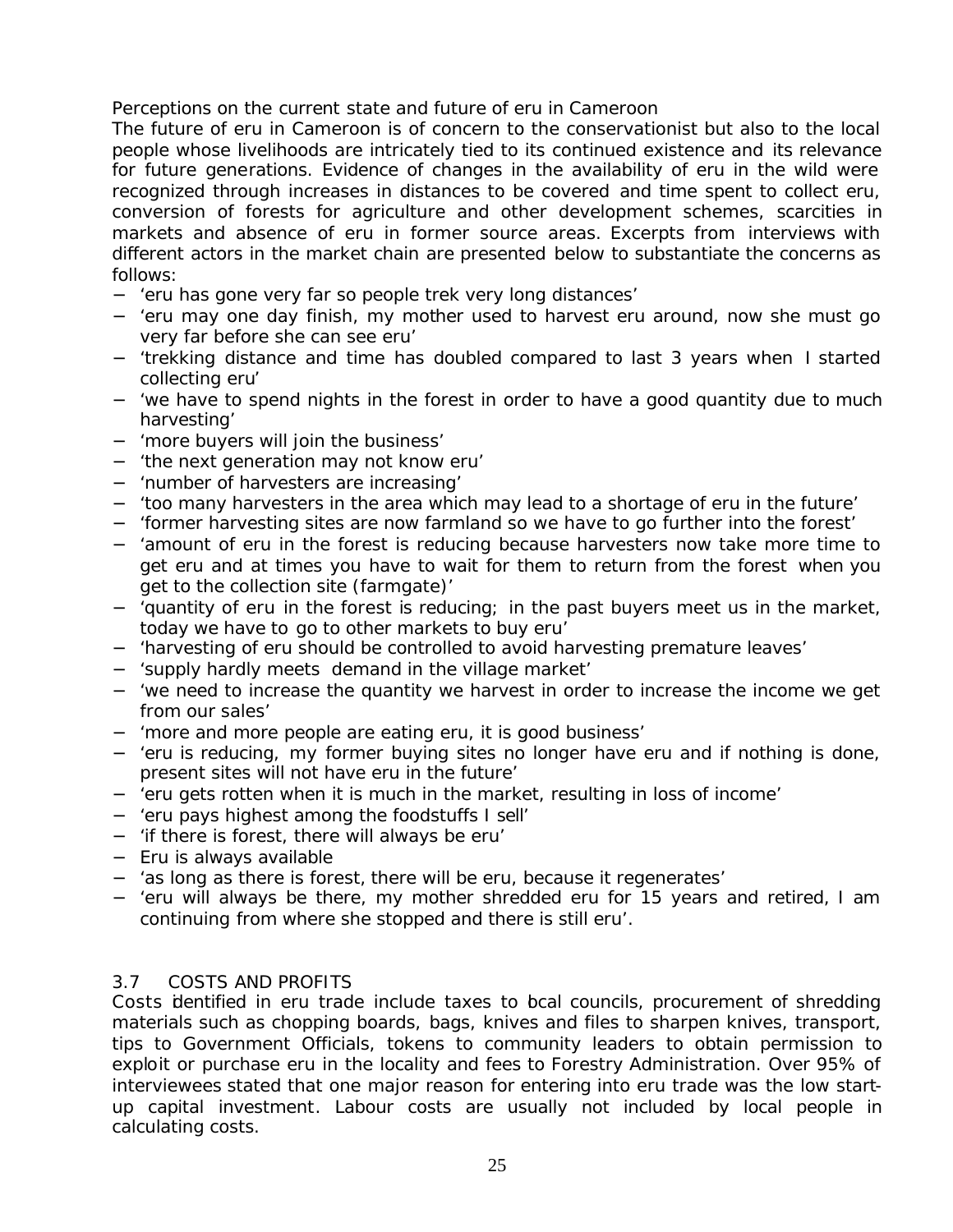Perceptions on the current state and future of eru in Cameroon

The future of eru in Cameroon is of concern to the conservationist but also to the local people whose livelihoods are intricately tied to its continued existence and its relevance for future generations. Evidence of changes in the availability of eru in the wild were recognized through increases in distances to be covered and time spent to collect eru, conversion of forests for agriculture and other development schemes, scarcities in markets and absence of eru in former source areas. Excerpts from interviews with different actors in the market chain are presented below to substantiate the concerns as follows:

- 'eru has gone very far so people trek very long distances'
- 'eru may one day finish, my mother used to harvest eru around, now she must go very far before she can see eru'
- 'trekking distance and time has doubled compared to last 3 years when I started collecting eru'
- 'we have to spend nights in the forest in order to have a good quantity due to much harvesting'
- 'more buyers will join the business'
- 'the next generation may not know eru'
- 'number of harvesters are increasing'
- 'too many harvesters in the area which may lead to a shortage of eru in the future'
- 'former harvesting sites are now farmland so we have to go further into the forest'
- 'amount of eru in the forest is reducing because harvesters now take more time to get eru and at times you have to wait for them to return from the forest when you get to the collection site (farmgate)'
- 'quantity of eru in the forest is reducing; in the past buyers meet us in the market, today we have to go to other markets to buy eru'
- 'harvesting of eru should be controlled to avoid harvesting premature leaves'
- 'supply hardly meets demand in the village market'
- 'we need to increase the quantity we harvest in order to increase the income we get from our sales'
- 'more and more people are eating eru, it is good business'
- 'eru is reducing, my former buying sites no longer have eru and if nothing is done, present sites will not have eru in the future'
- 'eru gets rotten when it is much in the market, resulting in loss of income'
- 'eru pays highest among the foodstuffs I sell'
- 'if there is forest, there will always be eru'
- Eru is always available
- 'as long as there is forest, there will be eru, because it regenerates'
- 'eru will always be there, my mother shredded eru for 15 years and retired, I am continuing from where she stopped and there is still eru'.

## 3.7 COSTS AND PROFITS

Costs identified in eru trade include taxes to local councils, procurement of shredding materials such as chopping boards, bags, knives and files to sharpen knives, transport, tips to Government Officials, tokens to community leaders to obtain permission to exploit or purchase eru in the locality and fees to Forestry Administration. Over 95% of interviewees stated that one major reason for entering into eru trade was the low start-up capital investment. Labour costs are usually not included by local people in calculating costs.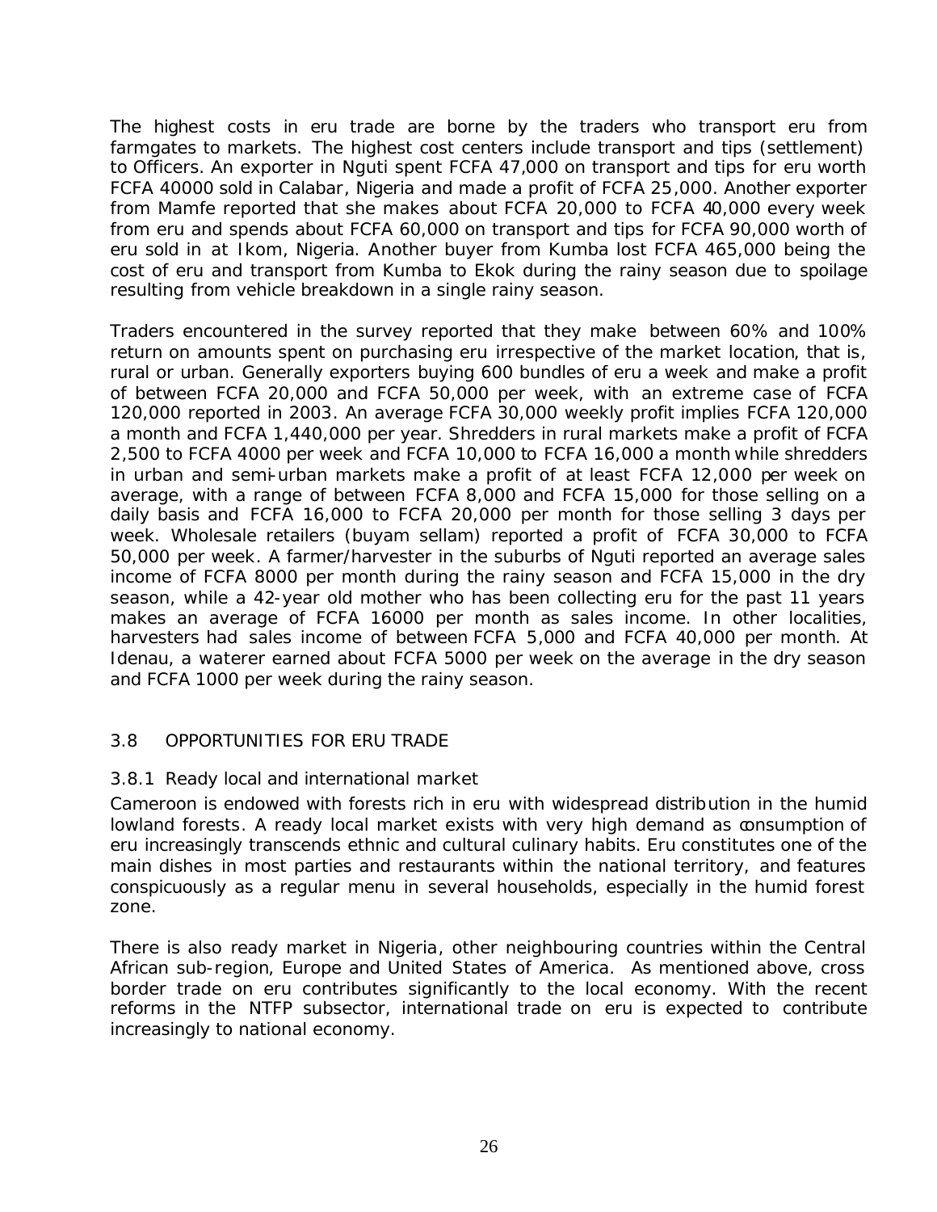The highest costs in eru trade are borne by the traders who transport eru from farmgates to markets. The highest cost centers include transport and tips (settlement) to Officers. An exporter in Nguti spent FCFA 47,000 on transport and tips for eru worth FCFA 40000 sold in Calabar, Nigeria and made a profit of FCFA 25,000. Another exporter from Mamfe reported that she makes about FCFA 20,000 to FCFA 40,000 every week from eru and spends about FCFA 60,000 on transport and tips for FCFA 90,000 worth of eru sold in at Ikom, Nigeria. Another buyer from Kumba lost FCFA 465,000 being the cost of eru and transport from Kumba to Ekok during the rainy season due to spoilage resulting from vehicle breakdown in a single rainy season.

Traders encountered in the survey reported that they make between 60% and 100% return on amounts spent on purchasing eru irrespective of the market location, that is, rural or urban. Generally exporters buying 600 bundles of eru a week and make a profit of between FCFA 20,000 and FCFA 50,000 per week, with an extreme case of FCFA 120,000 reported in 2003. An average FCFA 30,000 weekly profit implies FCFA 120,000 a month and FCFA 1,440,000 per year. Shredders in rural markets make a profit of FCFA 2,500 to FCFA 4000 per week and FCFA 10,000 to FCFA 16,000 a month while shredders in urban and semi-urban markets make a profit of at least FCFA 12,000 per week on average, with a range of between FCFA 8,000 and FCFA 15,000 for those selling on a daily basis and FCFA 16,000 to FCFA 20,000 per month for those selling 3 days per week. Wholesale retailers (buyam sellam) reported a profit of FCFA 30,000 to FCFA 50,000 per week. A farmer/harvester in the suburbs of Nguti reported an average sales income of FCFA 8000 per month during the rainy season and FCFA 15,000 in the dry season, while a 42-year old mother who has been collecting eru for the past 11 years makes an average of FCFA 16000 per month as sales income. In other localities, harvesters had sales income of between FCFA 5,000 and FCFA 40,000 per month. At Idenau, a waterer earned about FCFA 5000 per week on the average in the dry season and FCFA 1000 per week during the rainy season.

## 3.8 OPPORTUNITIES FOR ERU TRADE

### 3.8.1 Ready local and international market

Cameroon is endowed with forests rich in eru with widespread distribution in the humid lowland forests. A ready local market exists with very high demand as consumption of eru increasingly transcends ethnic and cultural culinary habits. Eru constitutes one of the main dishes in most parties and restaurants within the national territory, and features conspicuously as a regular menu in several households, especially in the humid forest zone.

There is also ready market in Nigeria, other neighbouring countries within the Central African sub-region, Europe and United States of America. As mentioned above, cross border trade on eru contributes significantly to the local economy. With the recent reforms in the NTFP subsector, international trade on eru is expected to contribute increasingly to national economy.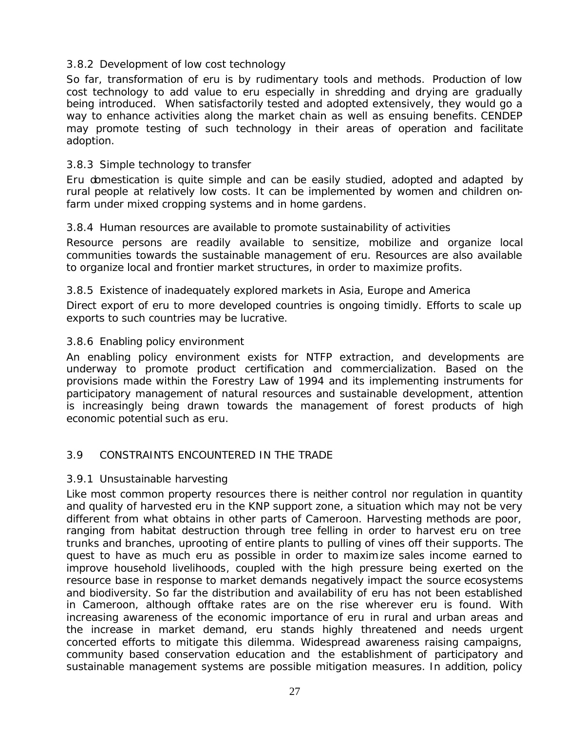### 3.8.2 Development of low cost technology

So far, transformation of eru is by rudimentary tools and methods. Production of low cost technology to add value to eru especially in shredding and drying are gradually being introduced. When satisfactorily tested and adopted extensively, they would go a way to enhance activities along the market chain as well as ensuing benefits. CENDEP may promote testing of such technology in their areas of operation and facilitate adoption.

### 3.8.3 Simple technology to transfer

Eru domestication is quite simple and can be easily studied, adopted and adapted by rural people at relatively low costs. It can be implemented by women and children on-farm under mixed cropping systems and in home gardens.

### 3.8.4 Human resources are available to promote sustainability of activities

Resource persons are readily available to sensitize, mobilize and organize local communities towards the sustainable management of eru. Resources are also available to organize local and frontier market structures, in order to maximize profits.

### 3.8.5 Existence of inadequately explored markets in Asia, Europe and America

Direct export of eru to more developed countries is ongoing timidly. Efforts to scale up exports to such countries may be lucrative.

### 3.8.6 Enabling policy environment

An enabling policy environment exists for NTFP extraction, and developments are underway to promote product certification and commercialization. Based on the provisions made within the Forestry Law of 1994 and its implementing instruments for participatory management of natural resources and sustainable development, attention is increasingly being drawn towards the management of forest products of high economic potential such as eru.

## 3.9 CONSTRAINTS ENCOUNTERED IN THE TRADE

### 3.9.1 Unsustainable harvesting

Like most common property resources there is neither control nor regulation in quantity and quality of harvested eru in the KNP support zone, a situation which may not be very different from what obtains in other parts of Cameroon. Harvesting methods are poor, ranging from habitat destruction through tree felling in order to harvest eru on tree trunks and branches, uprooting of entire plants to pulling of vines off their supports. The quest to have as much eru as possible in order to maximize sales income earned to improve household livelihoods, coupled with the high pressure being exerted on the resource base in response to market demands negatively impact the source ecosystems and biodiversity. So far the distribution and availability of eru has not been established in Cameroon, although offtake rates are on the rise wherever eru is found. With increasing awareness of the economic importance of eru in rural and urban areas and the increase in market demand, eru stands highly threatened and needs urgent concerted efforts to mitigate this dilemma. Widespread awareness raising campaigns, community based conservation education and the establishment of participatory and sustainable management systems are possible mitigation measures. In addition, policy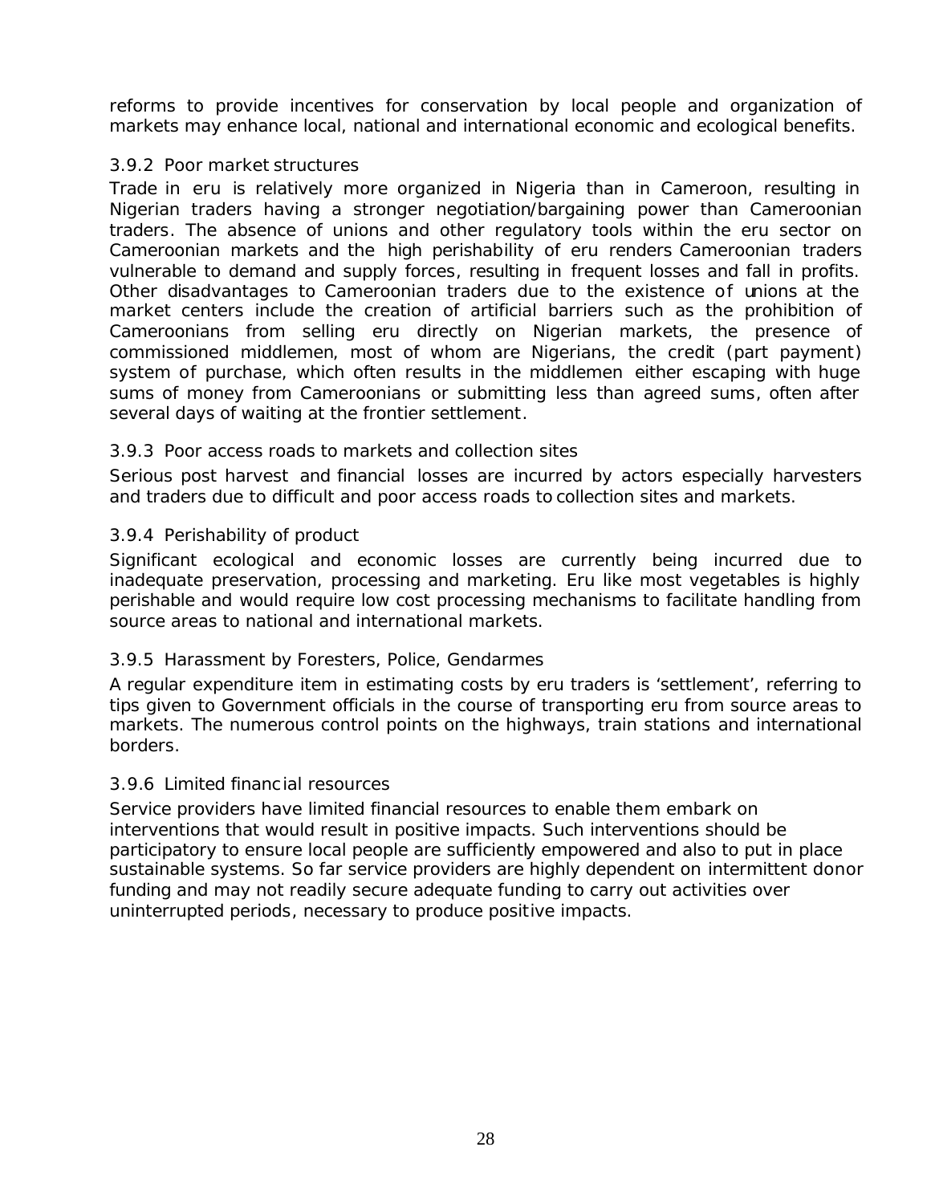reforms to provide incentives for conservation by local people and organization of markets may enhance local, national and international economic and ecological benefits.

### 3.9.2 Poor market structures

Trade in eru is relatively more organized in Nigeria than in Cameroon, resulting in Nigerian traders having a stronger negotiation/bargaining power than Cameroonian traders. The absence of unions and other regulatory tools within the eru sector on Cameroonian markets and the high perishability of eru renders Cameroonian traders vulnerable to demand and supply forces, resulting in frequent losses and fall in profits. Other disadvantages to Cameroonian traders due to the existence of unions at the market centers include the creation of artificial barriers such as the prohibition of Cameroonians from selling eru directly on Nigerian markets, the presence of commissioned middlemen, most of whom are Nigerians, the credit (part payment) system of purchase, which often results in the middlemen either escaping with huge sums of money from Cameroonians or submitting less than agreed sums, often after several days of waiting at the frontier settlement.

### 3.9.3 Poor access roads to markets and collection sites

Serious post harvest and financial losses are incurred by actors especially harvesters and traders due to difficult and poor access roads to collection sites and markets.

### 3.9.4 Perishability of product

Significant ecological and economic losses are currently being incurred due to inadequate preservation, processing and marketing. Eru like most vegetables is highly perishable and would require low cost processing mechanisms to facilitate handling from source areas to national and international markets.

### 3.9.5 Harassment by Foresters, Police, Gendarmes

A regular expenditure item in estimating costs by eru traders is 'settlement', referring to tips given to Government officials in the course of transporting eru from source areas to markets. The numerous control points on the highways, train stations and international borders.

### 3.9.6 Limited financial resources

Service providers have limited financial resources to enable them embark on interventions that would result in positive impacts. Such interventions should be participatory to ensure local people are sufficiently empowered and also to put in place sustainable systems. So far service providers are highly dependent on intermittent donor funding and may not readily secure adequate funding to carry out activities over uninterrupted periods, necessary to produce positive impacts.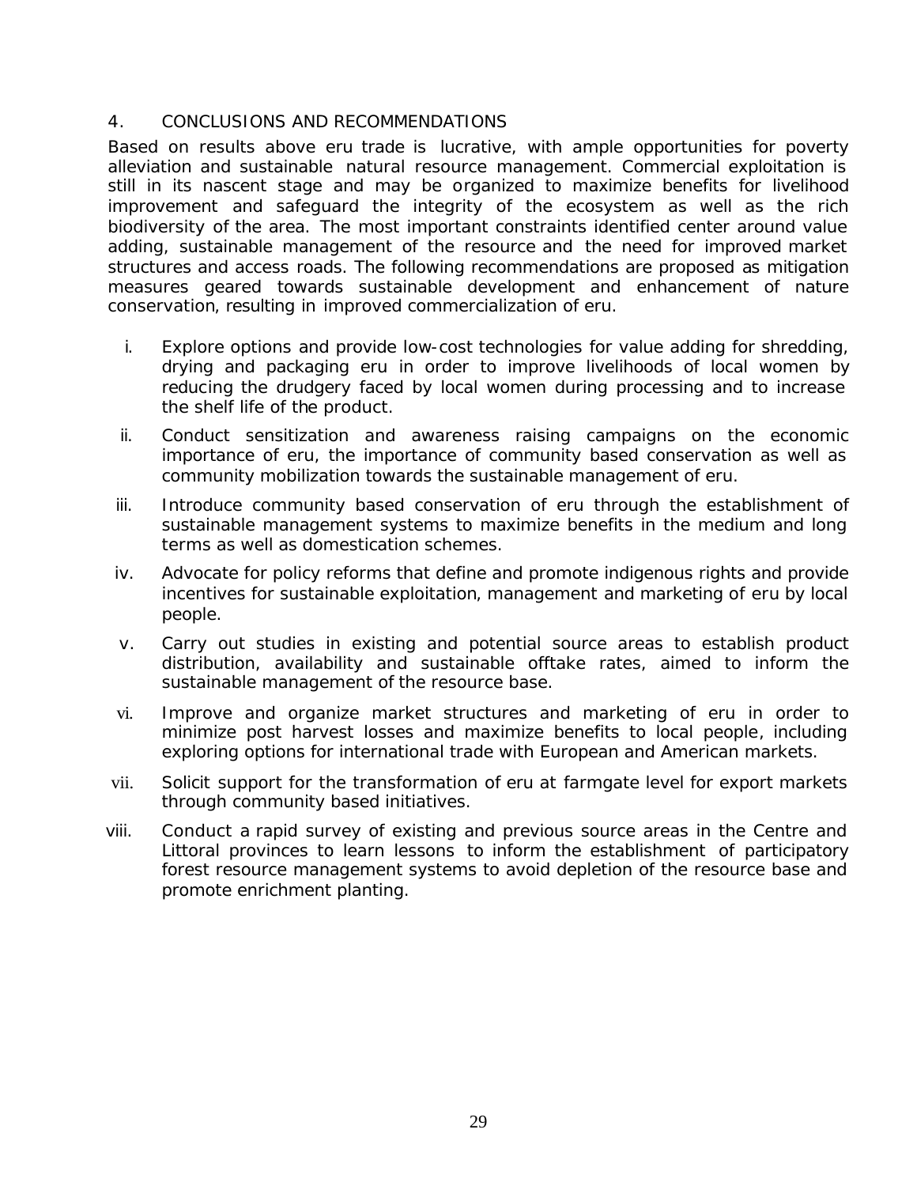## 4. CONCLUSIONS AND RECOMMENDATIONS

Based on results above eru trade is lucrative, with ample opportunities for poverty alleviation and sustainable natural resource management. Commercial exploitation is still in its nascent stage and may be organized to maximize benefits for livelihood improvement and safeguard the integrity of the ecosystem as well as the rich biodiversity of the area. The most important constraints identified center around value adding, sustainable management of the resource and the need for improved market structures and access roads. The following recommendations are proposed as mitigation measures geared towards sustainable development and enhancement of nature conservation, resulting in improved commercialization of eru.

i. Explore options and provide low-cost technologies for value adding for shredding, drying and packaging eru in order to improve livelihoods of local women by reducing the drudgery faced by local women during processing and to increase the shelf life of the product.

ii. Conduct sensitization and awareness raising campaigns on the economic importance of eru, the importance of community based conservation as well as community mobilization towards the sustainable management of eru.

iii. Introduce community based conservation of eru through the establishment of sustainable management systems to maximize benefits in the medium and long terms as well as domestication schemes.

iv. Advocate for policy reforms that define and promote indigenous rights and provide incentives for sustainable exploitation, management and marketing of eru by local people.

v. Carry out studies in existing and potential source areas to establish product distribution, availability and sustainable offtake rates, aimed to inform the sustainable management of the resource base.

vi. Improve and organize market structures and marketing of eru in order to minimize post harvest losses and maximize benefits to local people, including exploring options for international trade with European and American markets.

vii. Solicit support for the transformation of eru at farmgate level for export markets through community based initiatives.

viii. Conduct a rapid survey of existing and previous source areas in the Centre and Littoral provinces to learn lessons to inform the establishment of participatory forest resource management systems to avoid depletion of the resource base and promote enrichment planting.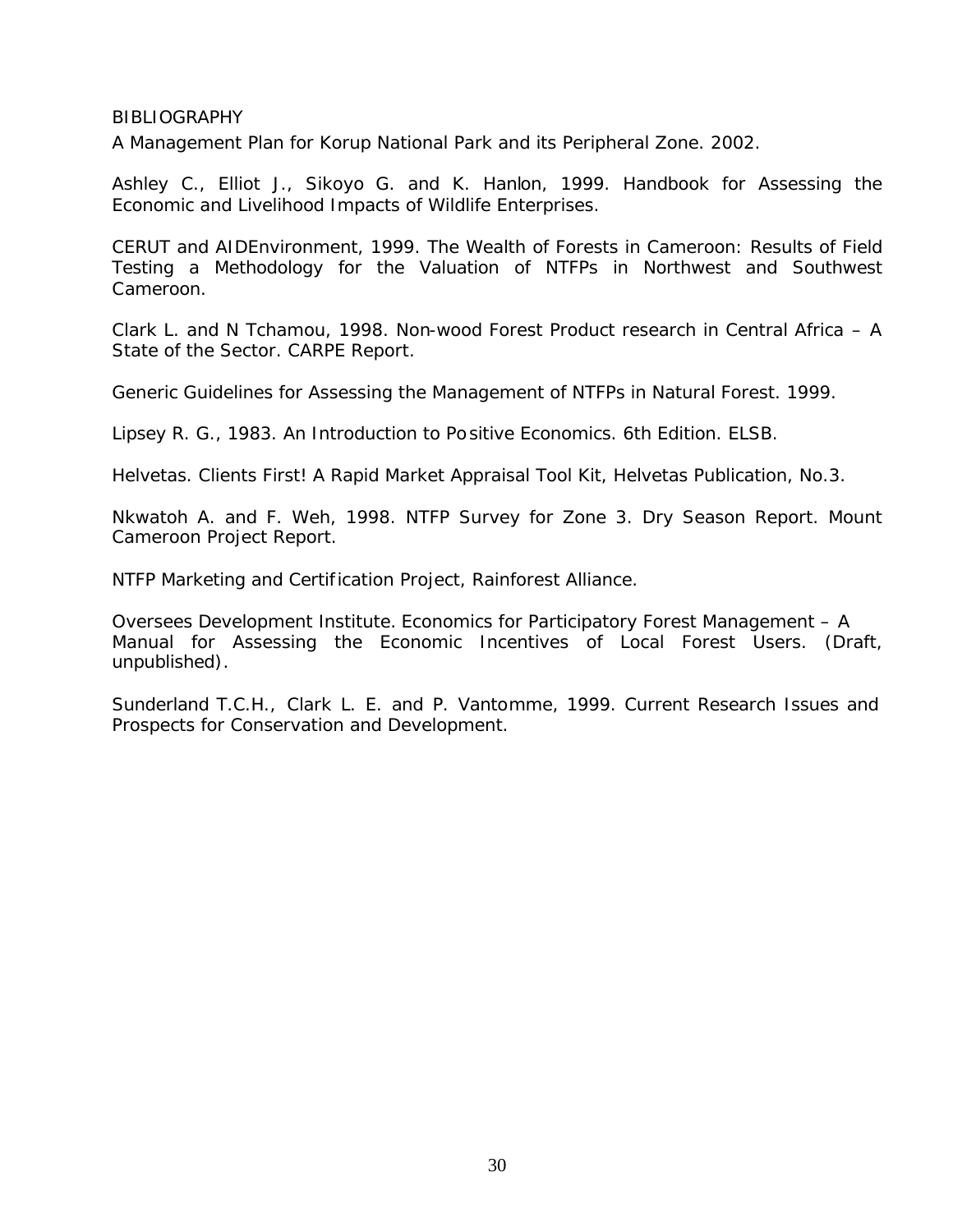# BIBLIOGRAPHY

A Management Plan for Korup National Park and its Peripheral Zone. 2002.

Ashley C., Elliot J., Sikoyo G. and K. Hanlon, 1999. Handbook for Assessing the Economic and Livelihood Impacts of Wildlife Enterprises.

CERUT and AIDEnvironment, 1999. The Wealth of Forests in Cameroon: Results of Field Testing a Methodology for the Valuation of NTFPs in Northwest and Southwest Cameroon.

Clark L. and N Tchamou, 1998. Non-wood Forest Product research in Central Africa – A State of the Sector. CARPE Report.

Generic Guidelines for Assessing the Management of NTFPs in Natural Forest. 1999.

Lipsey R. G., 1983. An Introduction to Positive Economics. 6th Edition. ELSB.

Helvetas. Clients First! A Rapid Market Appraisal Tool Kit, Helvetas Publication, No.3.

Nkwatoh A. and F. Weh, 1998. NTFP Survey for Zone 3. Dry Season Report. Mount Cameroon Project Report.

NTFP Marketing and Certification Project, Rainforest Alliance.

Oversees Development Institute. Economics for Participatory Forest Management – A Manual for Assessing the Economic Incentives of Local Forest Users. (Draft, unpublished).

Sunderland T.C.H., Clark L. E. and P. Vantomme, 1999. Current Research Issues and Prospects for Conservation and Development.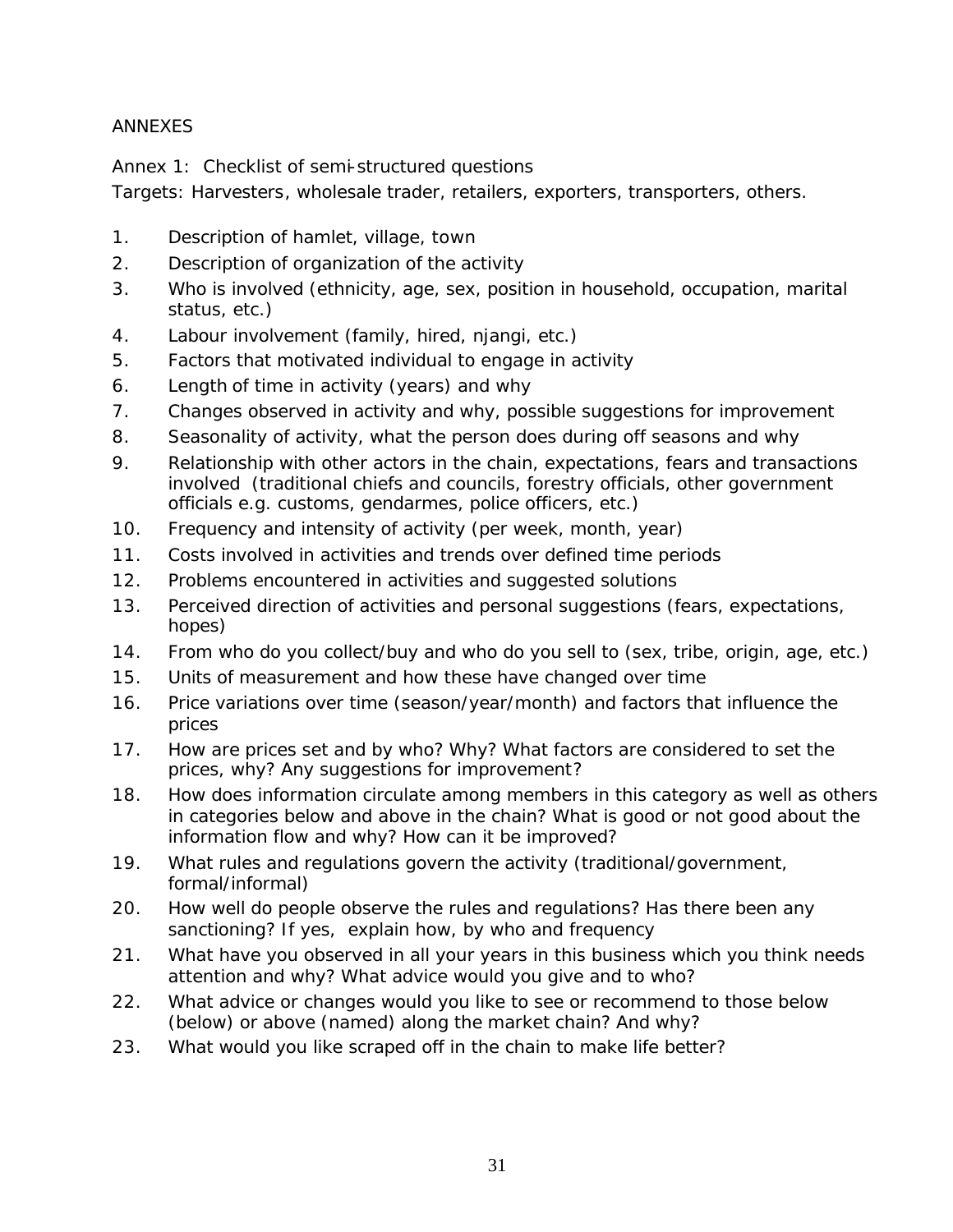# ANNEXES

## Annex 1: Checklist of semi-structured questions

Targets: Harvesters, wholesale trader, retailers, exporters, transporters, others.

1. Description of hamlet, village, town
2. Description of organization of the activity
3. Who is involved (ethnicity, age, sex, position in household, occupation, marital status, etc.)
4. Labour involvement (family, hired, njangi, etc.)
5. Factors that motivated individual to engage in activity
6. Length of time in activity (years) and why
7. Changes observed in activity and why, possible suggestions for improvement
8. Seasonality of activity, what the person does during off seasons and why
9. Relationship with other actors in the chain, expectations, fears and transactions involved (traditional chiefs and councils, forestry officials, other government officials e.g. customs, gendarmes, police officers, etc.)
10. Frequency and intensity of activity (per week, month, year)
11. Costs involved in activities and trends over defined time periods
12. Problems encountered in activities and suggested solutions
13. Perceived direction of activities and personal suggestions (fears, expectations, hopes)
14. From who do you collect/buy and who do you sell to (sex, tribe, origin, age, etc.)
15. Units of measurement and how these have changed over time
16. Price variations over time (season/year/month) and factors that influence the prices
17. How are prices set and by who? Why? What factors are considered to set the prices, why? Any suggestions for improvement?
18. How does information circulate among members in this category as well as others in categories below and above in the chain? What is good or not good about the information flow and why? How can it be improved?
19. What rules and regulations govern the activity (traditional/government, formal/informal)
20. How well do people observe the rules and regulations? Has there been any sanctioning? If yes, explain how, by who and frequency
21. What have you observed in all your years in this business which you think needs attention and why? What advice would you give and to who?
22. What advice or changes would you like to see or recommend to those below (below) or above (named) along the market chain? And why?
23. What would you like scraped off in the chain to make life better?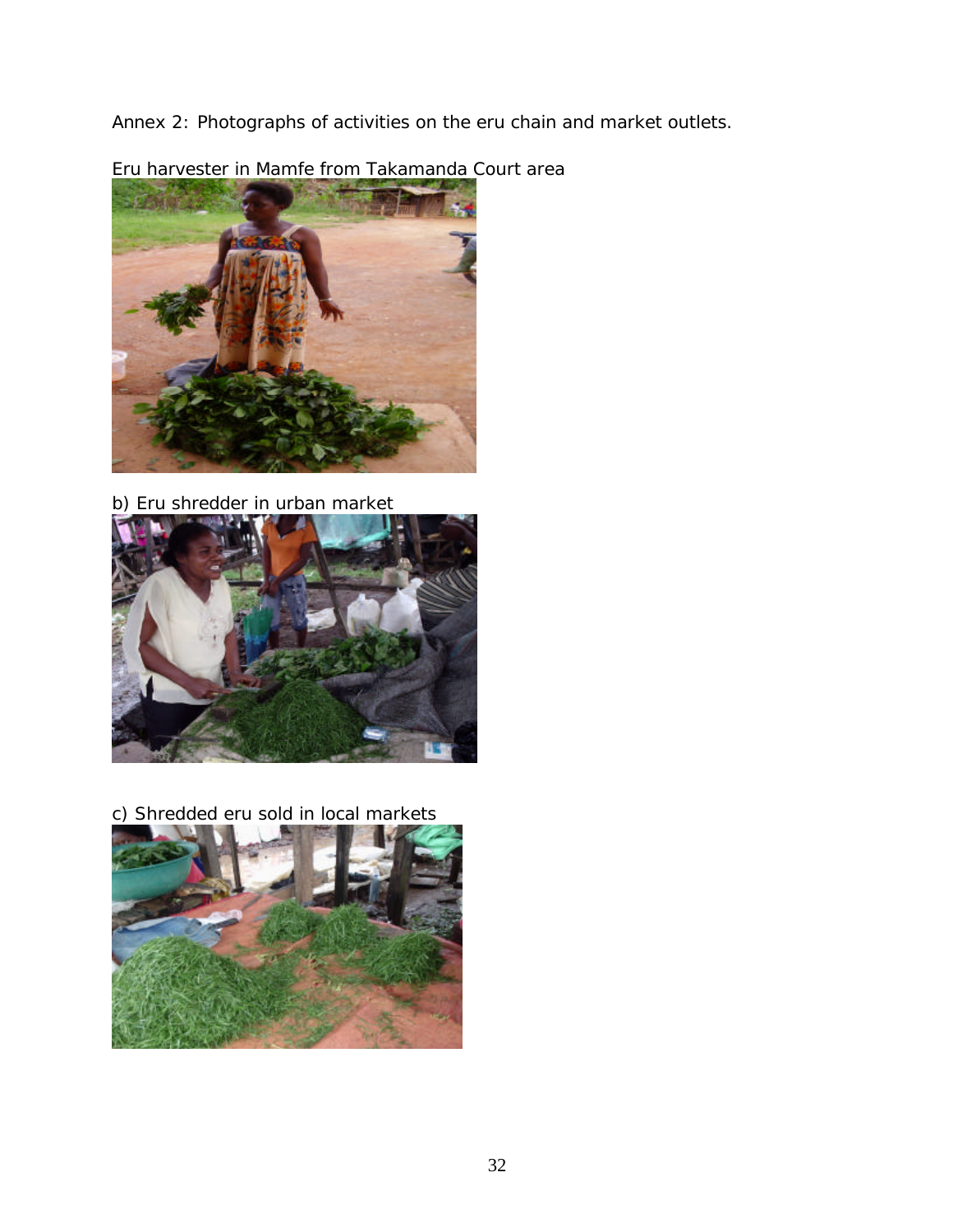Annex 2: Photographs of activities on the eru chain and market outlets.

Eru harvester in Mamfe from Takamanda Court area

b) Eru shredder in urban market

c) Shredded eru sold in local markets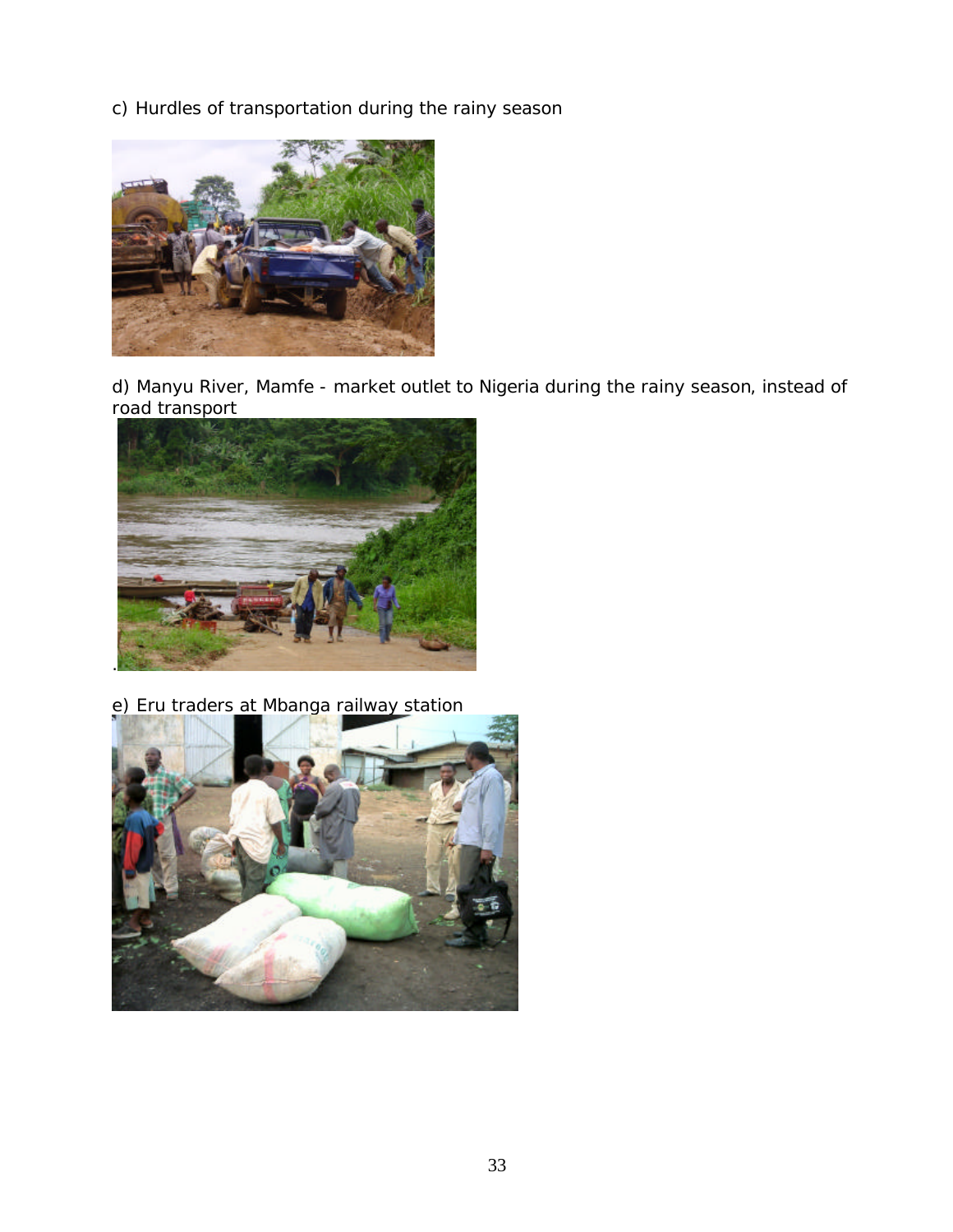c) Hurdles of transportation during the rainy season

d) Manyu River, Mamfe - market outlet to Nigeria during the rainy season, instead of road transport

e) Eru traders at Mbanga railway station